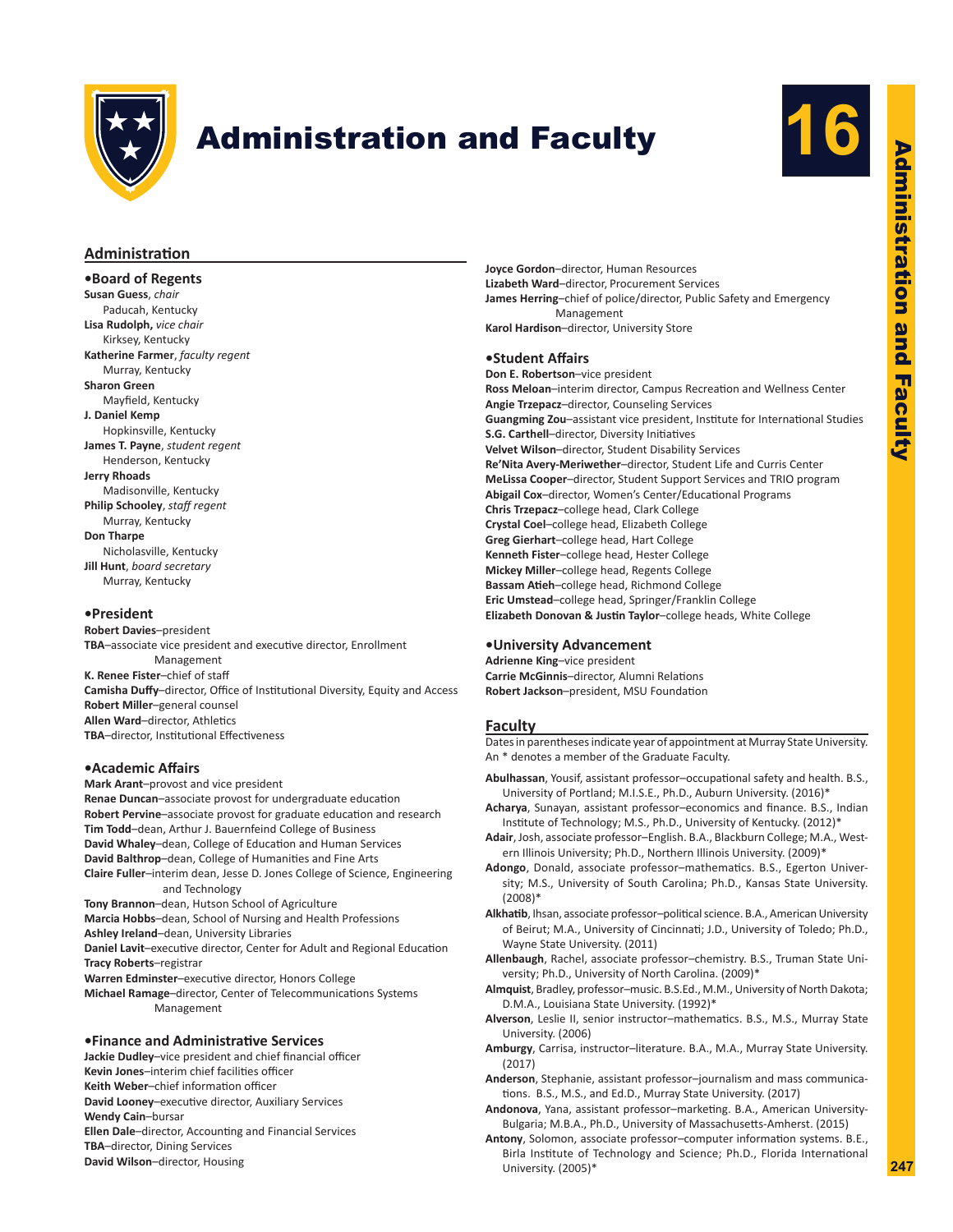# Administration and Faculty

## Administration

### •Board of Regents

**Susan Guess**, *chair*
Paducah, Kentucky
**Lisa Rudolph,** *vice chair*
Kirksey, Kentucky
**Katherine Farmer**, *faculty regent*
Murray, Kentucky
**Sharon Green**
Mayfield, Kentucky
**J. Daniel Kemp**
Hopkinsville, Kentucky
**James T. Payne**, *student regent*
Henderson, Kentucky
**Jerry Rhoads**
Madisonville, Kentucky
**Philip Schooley**, *staff regent*
Murray, Kentucky
**Don Tharpe**
Nicholasville, Kentucky
**Jill Hunt**, *board secretary*
Murray, Kentucky

### •President

**Robert Davies**–president
**TBA**–associate vice president and executive director, Enrollment Management
**K. Renee Fister**–chief of staff
**Camisha Duffy**–director, Office of Institutional Diversity, Equity and Access
**Robert Miller**–general counsel
**Allen Ward**–director, Athletics
**TBA**–director, Institutional Effectiveness

### •Academic Affairs

**Mark Arant**–provost and vice president
**Renae Duncan**–associate provost for undergraduate education
**Robert Pervine**–associate provost for graduate education and research
**Tim Todd**–dean, Arthur J. Bauernfeind College of Business
**David Whaley**–dean, College of Education and Human Services
**David Balthrop**–dean, College of Humanities and Fine Arts
**Claire Fuller**–interim dean, Jesse D. Jones College of Science, Engineering and Technology
**Tony Brannon**–dean, Hutson School of Agriculture
**Marcia Hobbs**–dean, School of Nursing and Health Professions
**Ashley Ireland**–dean, University Libraries
**Daniel Lavit**–executive director, Center for Adult and Regional Education
**Tracy Roberts**–registrar
**Warren Edminster**–executive director, Honors College
**Michael Ramage**–director, Center of Telecommunications Systems Management

### •Finance and Administrative Services

**Jackie Dudley**–vice president and chief financial officer
**Kevin Jones**–interim chief facilities officer
**Keith Weber**–chief information officer
**David Looney**–executive director, Auxiliary Services
**Wendy Cain**–bursar
**Ellen Dale**–director, Accounting and Financial Services
**TBA**–director, Dining Services
**David Wilson**–director, Housing
**Joyce Gordon**–director, Human Resources
**Lizabeth Ward**–director, Procurement Services
**James Herring**–chief of police/director, Public Safety and Emergency Management
**Karol Hardison**–director, University Store

### •Student Affairs

**Don E. Robertson**–vice president
**Ross Meloan**–interim director, Campus Recreation and Wellness Center
**Angie Trzepacz**–director, Counseling Services
**Guangming Zou**–assistant vice president, Institute for International Studies
**S.G. Carthell**–director, Diversity Initiatives
**Velvet Wilson**–director, Student Disability Services
**Re'Nita Avery-Meriwether**–director, Student Life and Curris Center
**MeLissa Cooper**–director, Student Support Services and TRIO program
**Abigail Cox**–director, Women's Center/Educational Programs
**Chris Trzepacz**–college head, Clark College
**Crystal Coel**–college head, Elizabeth College
**Greg Gierhart**–college head, Hart College
**Kenneth Fister**–college head, Hester College
**Mickey Miller**–college head, Regents College
**Bassam Atieh**–college head, Richmond College
**Eric Umstead**–college head, Springer/Franklin College
**Elizabeth Donovan & Justin Taylor**–college heads, White College

### •University Advancement

**Adrienne King**–vice president
**Carrie McGinnis**–director, Alumni Relations
**Robert Jackson**–president, MSU Foundation

## Faculty

Dates in parentheses indicate year of appointment at Murray State University. An * denotes a member of the Graduate Faculty.

**Abulhassan**, Yousif, assistant professor–occupational safety and health. B.S., University of Portland; M.I.S.E., Ph.D., Auburn University. (2016)*

**Acharya**, Sunayan, assistant professor–economics and finance. B.S., Indian Institute of Technology; M.S., Ph.D., University of Kentucky. (2012)*

**Adair**, Josh, associate professor–English. B.A., Blackburn College; M.A., Western Illinois University; Ph.D., Northern Illinois University. (2009)*

**Adongo**, Donald, associate professor–mathematics. B.S., Egerton University; M.S., University of South Carolina; Ph.D., Kansas State University. (2008)*

**Alkhatib**, Ihsan, associate professor–political science. B.A., American University of Beirut; M.A., University of Cincinnati; J.D., University of Toledo; Ph.D., Wayne State University. (2011)

**Allenbaugh**, Rachel, associate professor–chemistry. B.S., Truman State University; Ph.D., University of North Carolina. (2009)*

**Almquist**, Bradley, professor–music. B.S.Ed., M.M., University of North Dakota; D.M.A., Louisiana State University. (1992)*

**Alverson**, Leslie II, senior instructor–mathematics. B.S., M.S., Murray State University. (2006)

**Amburgy**, Carrisa, instructor–literature. B.A., M.A., Murray State University. (2017)

**Anderson**, Stephanie, assistant professor–journalism and mass communications. B.S., M.S., and Ed.D., Murray State University. (2017)

**Andonova**, Yana, assistant professor–marketing. B.A., American University-Bulgaria; M.B.A., Ph.D., University of Massachusetts-Amherst. (2015)

**Antony**, Solomon, associate professor–computer information systems. B.E., Birla Institute of Technology and Science; Ph.D., Florida International University. (2005)*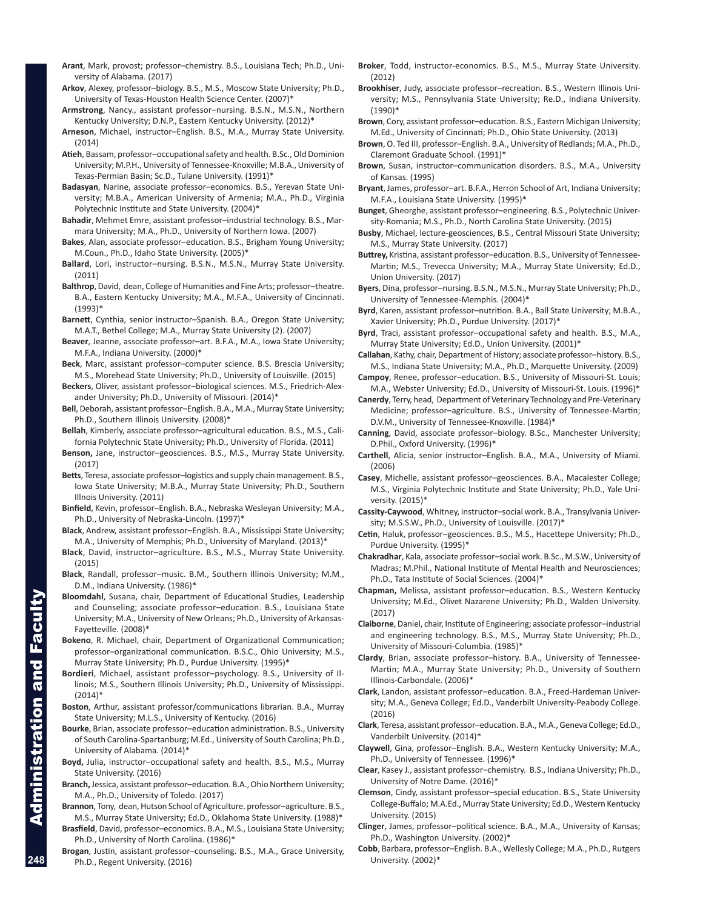**Arant**, Mark, provost; professor–chemistry. B.S., Louisiana Tech; Ph.D., University of Alabama. (2017)

**Arkov**, Alexey, professor–biology. B.S., M.S., Moscow State University; Ph.D., University of Texas-Houston Health Science Center. (2007)*

**Armstrong**, Nancy., assistant professor–nursing. B.S.N., M.S.N., Northern Kentucky University; D.N.P., Eastern Kentucky University. (2012)*

**Arneson**, Michael, instructor–English. B.S., M.A., Murray State University. (2014)

**Atieh**, Bassam, professor–occupational safety and health. B.Sc., Old Dominion University; M.P.H., University of Tennessee-Knoxville; M.B.A., University of Texas-Permian Basin; Sc.D., Tulane University. (1991)*

**Badasyan**, Narine, associate professor–economics. B.S., Yerevan State University; M.B.A., American University of Armenia; M.A., Ph.D., Virginia Polytechnic Institute and State University. (2004)*

**Bahadir**, Mehmet Emre, assistant professor–industrial technology. B.S., Marmara University; M.A., Ph.D., University of Northern Iowa. (2007)

**Bakes**, Alan, associate professor–education. B.S., Brigham Young University; M.Coun., Ph.D., Idaho State University. (2005)*

**Ballard**, Lori, instructor–nursing. B.S.N., M.S.N., Murray State University. (2011)

**Balthrop**, David, dean, College of Humanities and Fine Arts; professor–theatre. B.A., Eastern Kentucky University; M.A., M.F.A., University of Cincinnati. (1993)*

**Barnett**, Cynthia, senior instructor–Spanish. B.A., Oregon State University; M.A.T., Bethel College; M.A., Murray State University (2). (2007)

**Beaver**, Jeanne, associate professor–art. B.F.A., M.A., Iowa State University; M.F.A., Indiana University. (2000)*

**Beck**, Marc, assistant professor–computer science. B.S. Brescia University; M.S., Morehead State University; Ph.D., University of Louisville. (2015)

**Beckers**, Oliver, assistant professor–biological sciences. M.S., Friedrich-Alexander University; Ph.D., University of Missouri. (2014)*

**Bell**, Deborah, assistant professor–English. B.A., M.A., Murray State University; Ph.D., Southern Illinois University. (2008)*

**Bellah**, Kimberly, associate professor–agricultural education. B.S., M.S., California Polytechnic State University; Ph.D., University of Florida. (2011)

**Benson,** Jane, instructor–geosciences. B.S., M.S., Murray State University. (2017)

**Betts**, Teresa, associate professor–logistics and supply chain management. B.S., Iowa State University; M.B.A., Murray State University; Ph.D., Southern Illnois University. (2011)

**Binfield**, Kevin, professor–English. B.A., Nebraska Wesleyan University; M.A., Ph.D., University of Nebraska-Lincoln. (1997)*

**Black**, Andrew, assistant professor–English. B.A., Mississippi State University; M.A., University of Memphis; Ph.D., University of Maryland. (2013)*

**Black**, David, instructor–agriculture. B.S., M.S., Murray State University. (2015)

**Black**, Randall, professor–music. B.M., Southern Illinois University; M.M., D.M., Indiana University. (1986)*

**Bloomdahl**, Susana, chair, Department of Educational Studies, Leadership and Counseling; associate professor–education. B.S., Louisiana State University; M.A., University of New Orleans; Ph.D., University of Arkansas-Fayetteville. (2008)*

**Bokeno**, R. Michael, chair, Department of Organizational Communication; professor–organizational communication. B.S.C., Ohio University; M.S., Murray State University; Ph.D., Purdue University. (1995)*

**Bordieri**, Michael, assistant professor–psychology. B.S., University of Illinois; M.S., Southern Illinois University; Ph.D., University of Mississippi. (2014)*

**Boston**, Arthur, assistant professor/communications librarian. B.A., Murray State University; M.L.S., University of Kentucky. (2016)

**Bourke**, Brian, associate professor–education administration. B.S., University of South Carolina-Spartanburg; M.Ed., University of South Carolina; Ph.D., University of Alabama. (2014)*

**Boyd,** Julia, instructor–occupational safety and health. B.S., M.S., Murray State University. (2016)

**Branch,** Jessica, assistant professor–education. B.A., Ohio Northern University; M.A., Ph.D., University of Toledo. (2017)

**Brannon**, Tony, dean, Hutson School of Agriculture. professor–agriculture. B.S., M.S., Murray State University; Ed.D., Oklahoma State University. (1988)*

**Brasfield**, David, professor–economics. B.A., M.S., Louisiana State University; Ph.D., University of North Carolina. (1986)*

**Brogan**, Justin, assistant professor–counseling. B.S., M.A., Grace University, Ph.D., Regent University. (2016)

**Broker**, Todd, instructor-economics. B.S., M.S., Murray State University. (2012)

**Brookhiser**, Judy, associate professor–recreation. B.S., Western Illinois University; M.S., Pennsylvania State University; Re.D., Indiana University. (1990)*

**Brown**, Cory, assistant professor–education. B.S., Eastern Michigan University; M.Ed., University of Cincinnati; Ph.D., Ohio State University. (2013)

**Brown**, O. Ted III, professor–English. B.A., University of Redlands; M.A., Ph.D., Claremont Graduate School. (1991)*

**Brown**, Susan, instructor–communication disorders. B.S., M.A., University of Kansas. (1995)

**Bryant**, James, professor–art. B.F.A., Herron School of Art, Indiana University; M.F.A., Louisiana State University. (1995)*

**Bunget**, Gheorghe, assistant professor–engineering. B.S., Polytechnic University-Romania; M.S., Ph.D., North Carolina State University. (2015)

**Busby**, Michael, lecture-geosciences, B.S., Central Missouri State University; M.S., Murray State University. (2017)

**Buttrey,** Kristina, assistant professor–education. B.S., University of Tennessee-Martin; M.S., Trevecca University; M.A., Murray State University; Ed.D., Union University. (2017)

**Byers**, Dina, professor–nursing. B.S.N., M.S.N., Murray State University; Ph.D., University of Tennessee-Memphis. (2004)*

**Byrd**, Karen, assistant professor–nutrition. B.A., Ball State University; M.B.A., Xavier University; Ph.D., Purdue University. (2017)*

**Byrd**, Traci, assistant professor–occupational safety and health. B.S., M.A., Murray State University; Ed.D., Union University. (2001)*

**Callahan**, Kathy, chair, Department of History; associate professor–history. B.S., M.S., Indiana State University; M.A., Ph.D., Marquette University. (2009)

**Campoy**, Renee, professor–education. B.S., University of Missouri-St. Louis; M.A., Webster University; Ed.D., University of Missouri-St. Louis. (1996)*

**Canerdy**, Terry, head, Department of Veterinary Technology and Pre-Veterinary Medicine; professor–agriculture. B.S., University of Tennessee-Martin; D.V.M., University of Tennessee-Knoxville. (1984)*

**Canning**, David, associate professor–biology. B.Sc., Manchester University; D.Phil., Oxford University. (1996)*

**Carthell**, Alicia, senior instructor–English. B.A., M.A., University of Miami. (2006)

**Casey**, Michelle, assistant professor–geosciences. B.A., Macalester College; M.S., Virginia Polytechnic Institute and State University; Ph.D., Yale University. (2015)*

**Cassity-Caywood**, Whitney, instructor–social work. B.A., Transylvania University; M.S.S.W., Ph.D., University of Louisville. (2017)*

**Cetin**, Haluk, professor–geosciences. B.S., M.S., Hacettepe University; Ph.D., Purdue University. (1995)*

**Chakradhar**, Kala, associate professor–social work. B.Sc., M.S.W., University of Madras; M.Phil., National Institute of Mental Health and Neurosciences; Ph.D., Tata Institute of Social Sciences. (2004)*

**Chapman,** Melissa, assistant professor–education. B.S., Western Kentucky University; M.Ed., Olivet Nazarene University; Ph.D., Walden University. (2017)

**Claiborne**, Daniel, chair, Institute of Engineering; associate professor–industrial and engineering technology. B.S., M.S., Murray State University; Ph.D., University of Missouri-Columbia. (1985)*

**Clardy**, Brian, associate professor–history. B.A., University of Tennessee-Martin; M.A., Murray State University; Ph.D., University of Southern Illinois-Carbondale. (2006)*

**Clark**, Landon, assistant professor–education. B.A., Freed-Hardeman University; M.A., Geneva College; Ed.D., Vanderbilt University-Peabody College. (2016)

**Clark**, Teresa, assistant professor–education. B.A., M.A., Geneva College; Ed.D., Vanderbilt University. (2014)*

**Claywell**, Gina, professor–English. B.A., Western Kentucky University; M.A., Ph.D., University of Tennessee. (1996)*

**Clear**, Kasey J., assistant professor–chemistry. B.S., Indiana University; Ph.D., University of Notre Dame. (2016)*

**Clemson**, Cindy, assistant professor–special education. B.S., State University College-Buffalo; M.A.Ed., Murray State University; Ed.D., Western Kentucky University. (2015)

**Clinger**, James, professor–political science. B.A., M.A., University of Kansas; Ph.D., Washington University. (2002)*

**Cobb**, Barbara, professor–English. B.A., Wellesly College; M.A., Ph.D., Rutgers University. (2002)*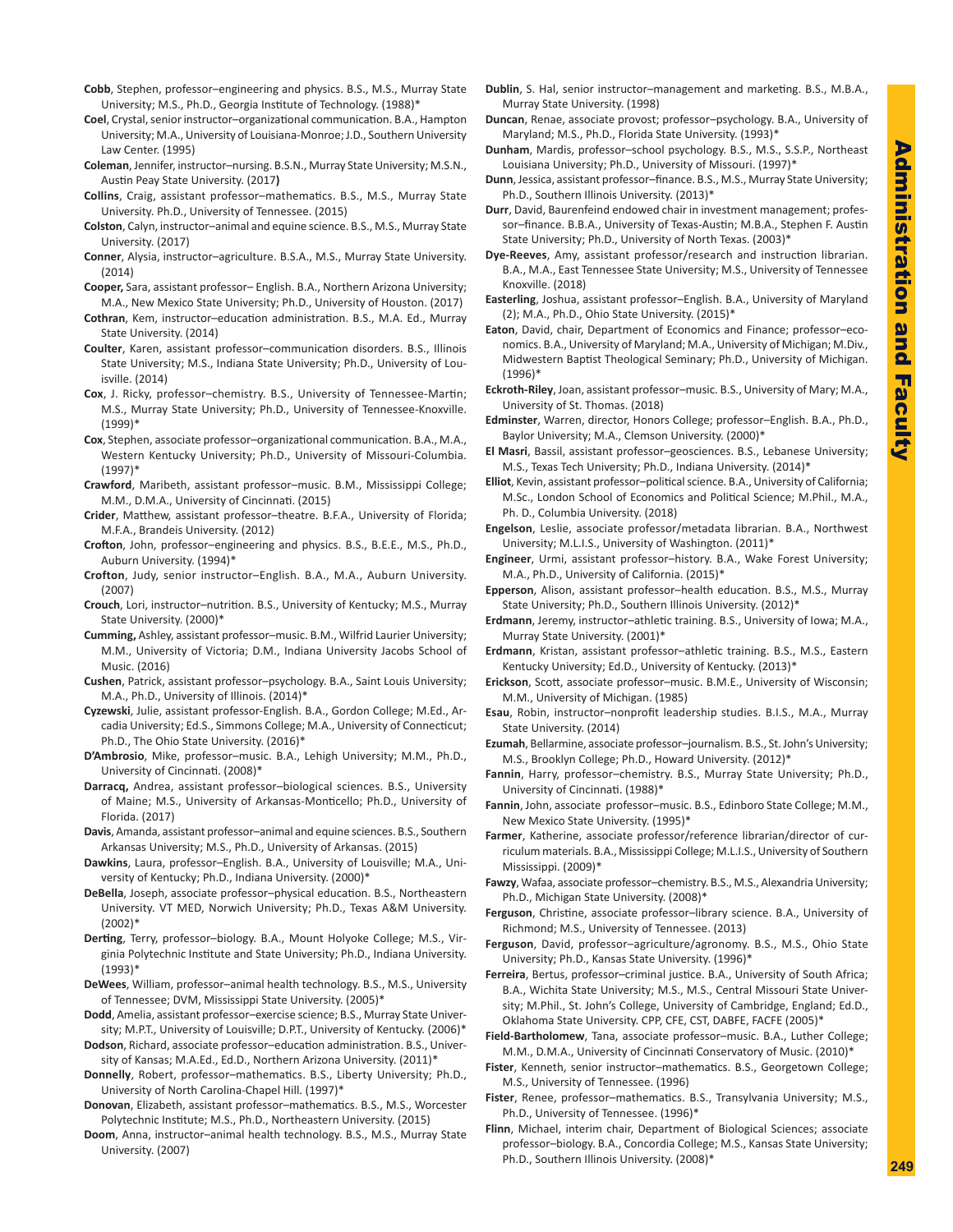**Cobb**, Stephen, professor–engineering and physics. B.S., M.S., Murray State University; M.S., Ph.D., Georgia Institute of Technology. (1988)*

**Coel**, Crystal, senior instructor–organizational communication. B.A., Hampton University; M.A., University of Louisiana-Monroe; J.D., Southern University Law Center. (1995)

**Coleman**, Jennifer, instructor–nursing. B.S.N., Murray State University; M.S.N., Austin Peay State University. (2017)

**Collins**, Craig, assistant professor–mathematics. B.S., M.S., Murray State University. Ph.D., University of Tennessee. (2015)

**Colston**, Calyn, instructor–animal and equine science. B.S., M.S., Murray State University. (2017)

**Conner**, Alysia, instructor–agriculture. B.S.A., M.S., Murray State University. (2014)

**Cooper,** Sara, assistant professor– English. B.A., Northern Arizona University; M.A., New Mexico State University; Ph.D., University of Houston. (2017)

**Cothran**, Kem, instructor–education administration. B.S., M.A. Ed., Murray State University. (2014)

**Coulter**, Karen, assistant professor–communication disorders. B.S., Illinois State University; M.S., Indiana State University; Ph.D., University of Louisville. (2014)

**Cox**, J. Ricky, professor–chemistry. B.S., University of Tennessee-Martin; M.S., Murray State University; Ph.D., University of Tennessee-Knoxville. (1999)*

**Cox**, Stephen, associate professor–organizational communication. B.A., M.A., Western Kentucky University; Ph.D., University of Missouri-Columbia. (1997)*

**Crawford**, Maribeth, assistant professor–music. B.M., Mississippi College; M.M., D.M.A., University of Cincinnati. (2015)

**Crider**, Matthew, assistant professor–theatre. B.F.A., University of Florida; M.F.A., Brandeis University. (2012)

**Crofton**, John, professor–engineering and physics. B.S., B.E.E., M.S., Ph.D., Auburn University. (1994)*

**Crofton**, Judy, senior instructor–English. B.A., M.A., Auburn University. (2007)

**Crouch**, Lori, instructor–nutrition. B.S., University of Kentucky; M.S., Murray State University. (2000)*

**Cumming,** Ashley, assistant professor–music. B.M., Wilfrid Laurier University; M.M., University of Victoria; D.M., Indiana University Jacobs School of Music. (2016)

**Cushen**, Patrick, assistant professor–psychology. B.A., Saint Louis University; M.A., Ph.D., University of Illinois. (2014)*

**Cyzewski**, Julie, assistant professor-English. B.A., Gordon College; M.Ed., Arcadia University; Ed.S., Simmons College; M.A., University of Connecticut; Ph.D., The Ohio State University. (2016)*

**D'Ambrosio**, Mike, professor–music. B.A., Lehigh University; M.M., Ph.D., University of Cincinnati. (2008)*

**Darracq,** Andrea, assistant professor–biological sciences. B.S., University of Maine; M.S., University of Arkansas-Monticello; Ph.D., University of Florida. (2017)

**Davis**, Amanda, assistant professor–animal and equine sciences. B.S., Southern Arkansas University; M.S., Ph.D., University of Arkansas. (2015)

**Dawkins**, Laura, professor–English. B.A., University of Louisville; M.A., University of Kentucky; Ph.D., Indiana University. (2000)*

**DeBella**, Joseph, associate professor–physical education. B.S., Northeastern University. VT MED, Norwich University; Ph.D., Texas A&M University. (2002)*

**Derting**, Terry, professor–biology. B.A., Mount Holyoke College; M.S., Virginia Polytechnic Institute and State University; Ph.D., Indiana University. (1993)*

**DeWees**, William, professor–animal health technology. B.S., M.S., University of Tennessee; DVM, Mississippi State University. (2005)*

**Dodd**, Amelia, assistant professor–exercise science; B.S., Murray State University; M.P.T., University of Louisville; D.P.T., University of Kentucky. (2006)*

**Dodson**, Richard, associate professor–education administration. B.S., University of Kansas; M.A.Ed., Ed.D., Northern Arizona University. (2011)*

**Donnelly**, Robert, professor–mathematics. B.S., Liberty University; Ph.D., University of North Carolina-Chapel Hill. (1997)*

**Donovan**, Elizabeth, assistant professor–mathematics. B.S., M.S., Worcester Polytechnic Institute; M.S., Ph.D., Northeastern University. (2015)

**Doom**, Anna, instructor–animal health technology. B.S., M.S., Murray State University. (2007)

**Dublin**, S. Hal, senior instructor–management and marketing. B.S., M.B.A., Murray State University. (1998)

**Duncan**, Renae, associate provost; professor–psychology. B.A., University of Maryland; M.S., Ph.D., Florida State University. (1993)*

**Dunham**, Mardis, professor–school psychology. B.S., M.S., S.S.P., Northeast Louisiana University; Ph.D., University of Missouri. (1997)*

**Dunn**, Jessica, assistant professor–finance. B.S., M.S., Murray State University; Ph.D., Southern Illinois University. (2013)*

**Durr**, David, Baurenfeind endowed chair in investment management; professor–finance. B.B.A., University of Texas-Austin; M.B.A., Stephen F. Austin State University; Ph.D., University of North Texas. (2003)*

**Dye-Reeves**, Amy, assistant professor/research and instruction librarian. B.A., M.A., East Tennessee State University; M.S., University of Tennessee Knoxville. (2018)

**Easterling**, Joshua, assistant professor–English. B.A., University of Maryland (2); M.A., Ph.D., Ohio State University. (2015)*

**Eaton**, David, chair, Department of Economics and Finance; professor–economics. B.A., University of Maryland; M.A., University of Michigan; M.Div., Midwestern Baptist Theological Seminary; Ph.D., University of Michigan. (1996)*

**Eckroth-Riley**, Joan, assistant professor–music. B.S., University of Mary; M.A., University of St. Thomas. (2018)

**Edminster**, Warren, director, Honors College; professor–English. B.A., Ph.D., Baylor University; M.A., Clemson University. (2000)*

**El Masri**, Bassil, assistant professor–geosciences. B.S., Lebanese University; M.S., Texas Tech University; Ph.D., Indiana University. (2014)*

**Elliot**, Kevin, assistant professor–political science. B.A., University of California; M.Sc., London School of Economics and Political Science; M.Phil., M.A., Ph. D., Columbia University. (2018)

**Engelson**, Leslie, associate professor/metadata librarian. B.A., Northwest University; M.L.I.S., University of Washington. (2011)*

**Engineer**, Urmi, assistant professor–history. B.A., Wake Forest University; M.A., Ph.D., University of California. (2015)*

**Epperson**, Alison, assistant professor–health education. B.S., M.S., Murray State University; Ph.D., Southern Illinois University. (2012)*

**Erdmann**, Jeremy, instructor–athletic training. B.S., University of Iowa; M.A., Murray State University. (2001)*

**Erdmann**, Kristan, assistant professor–athletic training. B.S., M.S., Eastern Kentucky University; Ed.D., University of Kentucky. (2013)*

**Erickson**, Scott, associate professor–music. B.M.E., University of Wisconsin; M.M., University of Michigan. (1985)

**Esau**, Robin, instructor–nonprofit leadership studies. B.I.S., M.A., Murray State University. (2014)

**Ezumah**, Bellarmine, associate professor–journalism. B.S., St. John's University; M.S., Brooklyn College; Ph.D., Howard University. (2012)*

**Fannin**, Harry, professor–chemistry. B.S., Murray State University; Ph.D., University of Cincinnati. (1988)*

**Fannin**, John, associate professor–music. B.S., Edinboro State College; M.M., New Mexico State University. (1995)*

**Farmer**, Katherine, associate professor/reference librarian/director of curriculum materials. B.A., Mississippi College; M.L.I.S., University of Southern Mississippi. (2009)*

**Fawzy**, Wafaa, associate professor–chemistry. B.S., M.S., Alexandria University; Ph.D., Michigan State University. (2008)*

**Ferguson**, Christine, associate professor–library science. B.A., University of Richmond; M.S., University of Tennessee. (2013)

**Ferguson**, David, professor–agriculture/agronomy. B.S., M.S., Ohio State University; Ph.D., Kansas State University. (1996)*

**Ferreira**, Bertus, professor–criminal justice. B.A., University of South Africa; B.A., Wichita State University; M.S., M.S., Central Missouri State University; M.Phil., St. John's College, University of Cambridge, England; Ed.D., Oklahoma State University. CPP, CFE, CST, DABFE, FACFE (2005)*

**Field-Bartholomew**, Tana, associate professor–music. B.A., Luther College; M.M., D.M.A., University of Cincinnati Conservatory of Music. (2010)*

**Fister**, Kenneth, senior instructor–mathematics. B.S., Georgetown College; M.S., University of Tennessee. (1996)

**Fister**, Renee, professor–mathematics. B.S., Transylvania University; M.S., Ph.D., University of Tennessee. (1996)*

**Flinn**, Michael, interim chair, Department of Biological Sciences; associate professor–biology. B.A., Concordia College; M.S., Kansas State University; Ph.D., Southern Illinois University. (2008)*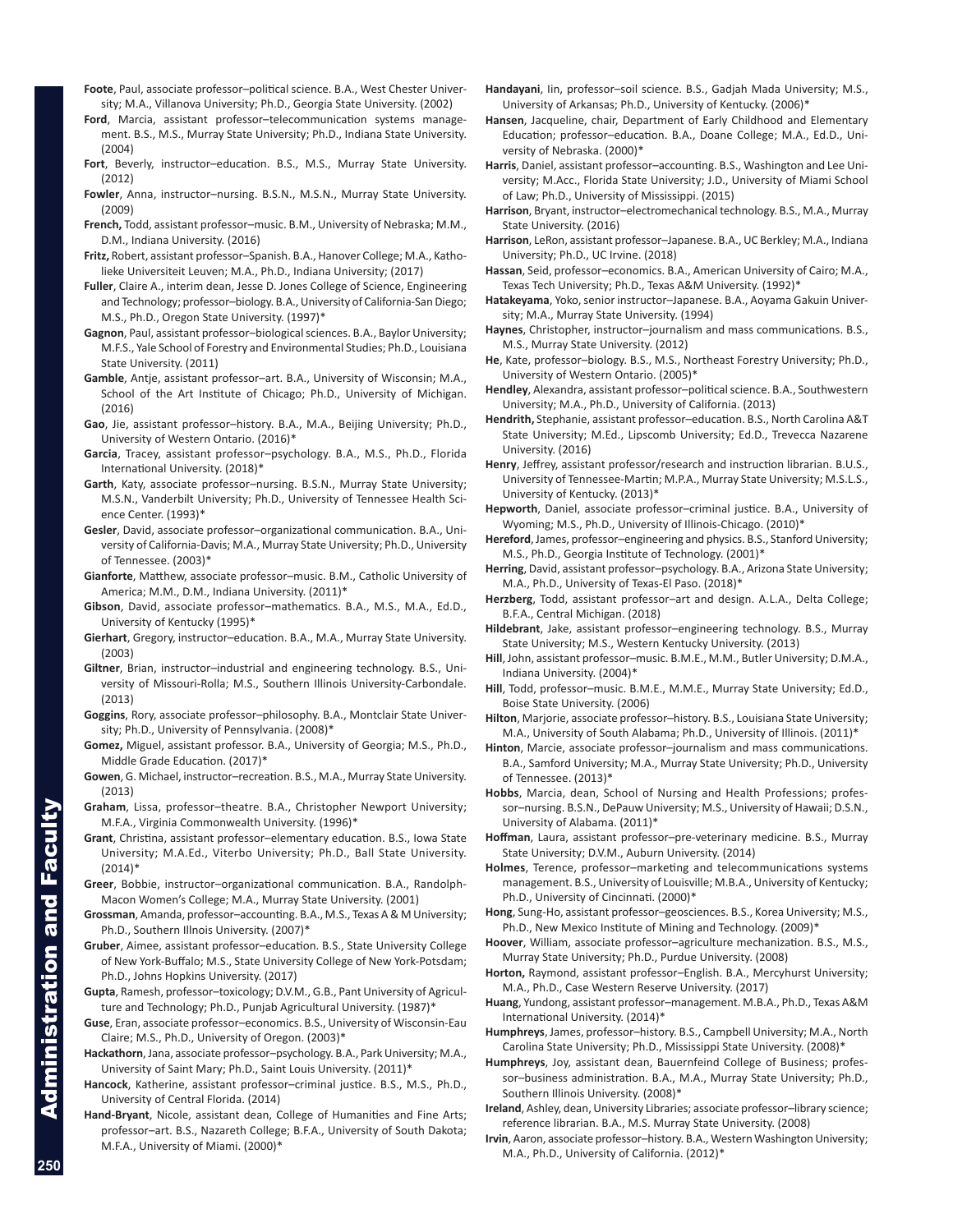**Foote**, Paul, associate professor–political science. B.A., West Chester University; M.A., Villanova University; Ph.D., Georgia State University. (2002)

**Ford**, Marcia, assistant professor–telecommunication systems management. B.S., M.S., Murray State University; Ph.D., Indiana State University. (2004)

**Fort**, Beverly, instructor–education. B.S., M.S., Murray State University. (2012)

**Fowler**, Anna, instructor–nursing. B.S.N., M.S.N., Murray State University. (2009)

**French,** Todd, assistant professor–music. B.M., University of Nebraska; M.M., D.M., Indiana University. (2016)

**Fritz,** Robert, assistant professor–Spanish. B.A., Hanover College; M.A., Katholieke Universiteit Leuven; M.A., Ph.D., Indiana University; (2017)

**Fuller**, Claire A., interim dean, Jesse D. Jones College of Science, Engineering and Technology; professor–biology. B.A., University of California-San Diego; M.S., Ph.D., Oregon State University. (1997)*

**Gagnon**, Paul, assistant professor–biological sciences. B.A., Baylor University; M.F.S., Yale School of Forestry and Environmental Studies; Ph.D., Louisiana State University. (2011)

**Gamble**, Antje, assistant professor–art. B.A., University of Wisconsin; M.A., School of the Art Institute of Chicago; Ph.D., University of Michigan. (2016)

**Gao**, Jie, assistant professor–history. B.A., M.A., Beijing University; Ph.D., University of Western Ontario. (2016)*

**Garcia**, Tracey, assistant professor–psychology. B.A., M.S., Ph.D., Florida International University. (2018)*

**Garth**, Katy, associate professor–nursing. B.S.N., Murray State University; M.S.N., Vanderbilt University; Ph.D., University of Tennessee Health Science Center. (1993)*

**Gesler**, David, associate professor–organizational communication. B.A., University of California-Davis; M.A., Murray State University; Ph.D., University of Tennessee. (2003)*

**Gianforte**, Matthew, associate professor–music. B.M., Catholic University of America; M.M., D.M., Indiana University. (2011)*

**Gibson**, David, associate professor–mathematics. B.A., M.S., M.A., Ed.D., University of Kentucky (1995)*

**Gierhart**, Gregory, instructor–education. B.A., M.A., Murray State University. (2003)

**Giltner**, Brian, instructor–industrial and engineering technology. B.S., University of Missouri-Rolla; M.S., Southern Illinois University-Carbondale. (2013)

**Goggins**, Rory, associate professor–philosophy. B.A., Montclair State University; Ph.D., University of Pennsylvania. (2008)*

**Gomez,** Miguel, assistant professor. B.A., University of Georgia; M.S., Ph.D., Middle Grade Education. (2017)*

**Gowen**, G. Michael, instructor–recreation. B.S., M.A., Murray State University. (2013)

**Graham**, Lissa, professor–theatre. B.A., Christopher Newport University; M.F.A., Virginia Commonwealth University. (1996)*

**Grant**, Christina, assistant professor–elementary education. B.S., Iowa State University; M.A.Ed., Viterbo University; Ph.D., Ball State University. (2014)*

**Greer**, Bobbie, instructor–organizational communication. B.A., Randolph-Macon Women's College; M.A., Murray State University. (2001)

**Grossman**, Amanda, professor–accounting. B.A., M.S., Texas A & M University; Ph.D., Southern Illnois University. (2007)*

**Gruber**, Aimee, assistant professor–education. B.S., State University College of New York-Buffalo; M.S., State University College of New York-Potsdam; Ph.D., Johns Hopkins University. (2017)

**Gupta**, Ramesh, professor–toxicology; D.V.M., G.B., Pant University of Agriculture and Technology; Ph.D., Punjab Agricultural University. (1987)*

**Guse**, Eran, associate professor–economics. B.S., University of Wisconsin-Eau Claire; M.S., Ph.D., University of Oregon. (2003)*

**Hackathorn**, Jana, associate professor–psychology. B.A., Park University; M.A., University of Saint Mary; Ph.D., Saint Louis University. (2011)*

**Hancock**, Katherine, assistant professor–criminal justice. B.S., M.S., Ph.D., University of Central Florida. (2014)

**Hand-Bryant**, Nicole, assistant dean, College of Humanities and Fine Arts; professor–art. B.S., Nazareth College; B.F.A., University of South Dakota; M.F.A., University of Miami. (2000)*

**Handayani**, Iin, professor–soil science. B.S., Gadjah Mada University; M.S., University of Arkansas; Ph.D., University of Kentucky. (2006)*

**Hansen**, Jacqueline, chair, Department of Early Childhood and Elementary Education; professor–education. B.A., Doane College; M.A., Ed.D., University of Nebraska. (2000)*

**Harris**, Daniel, assistant professor–accounting. B.S., Washington and Lee University; M.Acc., Florida State University; J.D., University of Miami School of Law; Ph.D., University of Mississippi. (2015)

**Harrison**, Bryant, instructor–electromechanical technology. B.S., M.A., Murray State University. (2016)

**Harrison**, LeRon, assistant professor–Japanese. B.A., UC Berkley; M.A., Indiana University; Ph.D., UC Irvine. (2018)

**Hassan**, Seid, professor–economics. B.A., American University of Cairo; M.A., Texas Tech University; Ph.D., Texas A&M University. (1992)*

**Hatakeyama**, Yoko, senior instructor–Japanese. B.A., Aoyama Gakuin University; M.A., Murray State University. (1994)

**Haynes**, Christopher, instructor–journalism and mass communications. B.S., M.S., Murray State University. (2012)

**He**, Kate, professor–biology. B.S., M.S., Northeast Forestry University; Ph.D., University of Western Ontario. (2005)*

**Hendley**, Alexandra, assistant professor–political science. B.A., Southwestern University; M.A., Ph.D., University of California. (2013)

**Hendrith,** Stephanie, assistant professor–education. B.S., North Carolina A&T State University; M.Ed., Lipscomb University; Ed.D., Trevecca Nazarene University. (2016)

**Henry**, Jeffrey, assistant professor/research and instruction librarian. B.U.S., University of Tennessee-Martin; M.P.A., Murray State University; M.S.L.S., University of Kentucky. (2013)*

**Hepworth**, Daniel, associate professor–criminal justice. B.A., University of Wyoming; M.S., Ph.D., University of Illinois-Chicago. (2010)*

**Hereford**, James, professor–engineering and physics. B.S., Stanford University; M.S., Ph.D., Georgia Institute of Technology. (2001)*

**Herring**, David, assistant professor–psychology. B.A., Arizona State University; M.A., Ph.D., University of Texas-El Paso. (2018)*

**Herzberg**, Todd, assistant professor–art and design. A.L.A., Delta College; B.F.A., Central Michigan. (2018)

**Hildebrant**, Jake, assistant professor–engineering technology. B.S., Murray State University; M.S., Western Kentucky University. (2013)

**Hill**, John, assistant professor–music. B.M.E., M.M., Butler University; D.M.A., Indiana University. (2004)*

**Hill**, Todd, professor–music. B.M.E., M.M.E., Murray State University; Ed.D., Boise State University. (2006)

**Hilton**, Marjorie, associate professor–history. B.S., Louisiana State University; M.A., University of South Alabama; Ph.D., University of Illinois. (2011)*

**Hinton**, Marcie, associate professor–journalism and mass communications. B.A., Samford University; M.A., Murray State University; Ph.D., University of Tennessee. (2013)*

**Hobbs**, Marcia, dean, School of Nursing and Health Professions; professor–nursing. B.S.N., DePauw University; M.S., University of Hawaii; D.S.N., University of Alabama. (2011)*

**Hoffman**, Laura, assistant professor–pre-veterinary medicine. B.S., Murray State University; D.V.M., Auburn University. (2014)

**Holmes**, Terence, professor–marketing and telecommunications systems management. B.S., University of Louisville; M.B.A., University of Kentucky; Ph.D., University of Cincinnati. (2000)*

**Hong**, Sung-Ho, assistant professor–geosciences. B.S., Korea University; M.S., Ph.D., New Mexico Institute of Mining and Technology. (2009)*

**Hoover**, William, associate professor–agriculture mechanization. B.S., M.S., Murray State University; Ph.D., Purdue University. (2008)

**Horton,** Raymond, assistant professor–English. B.A., Mercyhurst University; M.A., Ph.D., Case Western Reserve University. (2017)

**Huang**, Yundong, assistant professor–management. M.B.A., Ph.D., Texas A&M International University. (2014)*

**Humphreys**, James, professor–history. B.S., Campbell University; M.A., North Carolina State University; Ph.D., Mississippi State University. (2008)*

**Humphreys**, Joy, assistant dean, Bauernfeind College of Business; professor–business administration. B.A., M.A., Murray State University; Ph.D., Southern Illinois University. (2008)*

**Ireland**, Ashley, dean, University Libraries; associate professor–library science; reference librarian. B.A., M.S. Murray State University. (2008)

**Irvin**, Aaron, associate professor–history. B.A., Western Washington University; M.A., Ph.D., University of California. (2012)*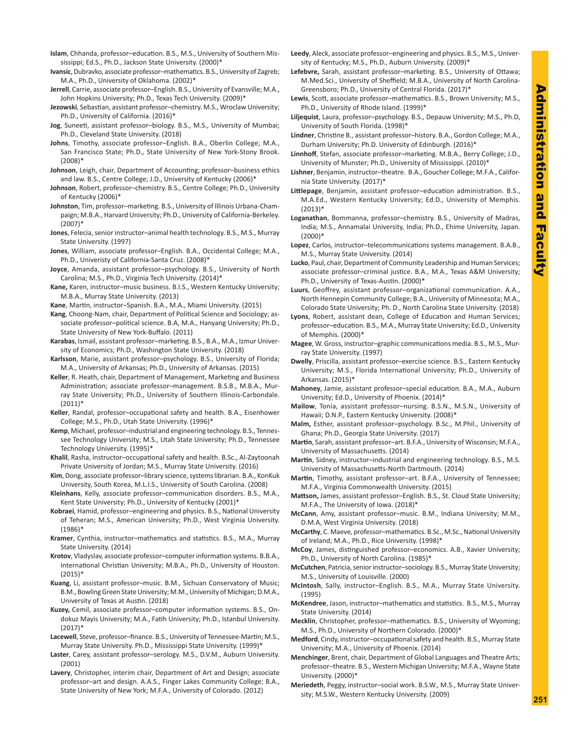**Islam**, Chhanda, professor–education. B.S., M.S., University of Southern Mississippi; Ed.S., Ph.D., Jackson State University. (2000)*

**Ivansic**, Dubravko, associate professor–mathematics. B.S., University of Zagreb; M.A., Ph.D., University of Oklahoma. (2002)*

**Jerrell**, Carrie, associate professor–English. B.S., University of Evansville; M.A., John Hopkins University; Ph.D., Texas Tech University. (2009)*

**Jezowski**, Sebastian, assistant professor–chemistry. M.S., Wroclaw University; Ph.D., University of California. (2016)*

**Jog**, Suneeti, assistant professor–biology. B.S., M.S., University of Mumbai; Ph.D., Cleveland State University. (2018)

**Johns**, Timothy, associate professor–English. B.A., Oberlin College; M.A., San Francisco State; Ph.D., State University of New York-Stony Brook. (2008)*

**Johnson**, Leigh, chair, Department of Accounting; professor–business ethics and law. B.S., Centre College; J.D., University of Kentucky (2006)*

**Johnson**, Robert, professor–chemistry. B.S., Centre College; Ph.D., University of Kentucky (2006)*

**Johnston**, Tim, professor–marketing. B.S., University of Illinois Urbana-Champaign; M.B.A., Harvard University; Ph.D., University of California-Berkeley. (2007)*

**Jones**, Felecia, senior instructor–animal health technology. B.S., M.S., Murray State University. (1997)

**Jones**, William, associate professor–English. B.A., Occidental College; M.A., Ph.D., Univeristy of California-Santa Cruz. (2008)*

**Joyce**, Amanda, assistant professor–psychology. B.S., University of North Carolina; M.S., Ph.D., Virginia Tech University. (2014)*

**Kane,** Karen, instructor–music business. B.I.S., Western Kentucky University; M.B.A., Murray State University. (2013)

**Kane**, Martin, instructor–Spanish. B.A., M.A., Miami University. (2015)

**Kang**, Choong-Nam, chair, Department of Political Science and Sociology; associate professor–political science. B.A, M.A., Hanyang University; Ph.D., State University of New York-Buffalo. (2011)

**Karabas**, Ismail, assistant professor–marketing. B.S., B.A., M.A., Izmur University of Economics; Ph.D., Washington State University. (2018)

**Karlsson**, Marie, assistant professor–psychology. B.S., University of Florida; M.A., University of Arkansas; Ph.D., University of Arkansas. (2015)

**Keller**, R. Heath, chair, Department of Management, Marketing and Business Administration; associate professor–management. B.S.B., M.B.A., Murray State University; Ph.D., University of Southern Illinois-Carbondale. (2011)*

**Keller**, Randal, professor–occupational safety and health. B.A., Eisenhower College; M.S., Ph.D., Utah State University. (1996)*

**Kemp**, Michael, professor–industrial and engineering technology. B.S., Tennessee Technology University; M.S., Utah State University; Ph.D., Tennessee Technology University. (1995)*

**Khalil**, Rasha, instructor–occupational safety and health. B.Sc., Al-Zaytoonah Private University of Jordan; M.S., Murray State University. (2016)

**Kim**, Dong, associate professor–library science, systems librarian. B.A., KonKuk University, South Korea, M.L.I.S., University of South Carolina. (2008)

**Kleinhans**, Kelly, associate professor–communication disorders. B.S., M.A., Kent State University; Ph.D., University of Kentucky (2001)*

**Kobraei**, Hamid, professor–engineering and physics. B.S., National University of Teheran; M.S., American University; Ph.D., West Virginia University. (1986)*

**Kramer**, Cynthia, instructor–mathematics and statistics. B.S., M.A., Murray State University. (2014)

**Krotov**, Vladyslav, associate professor–computer information systems. B.B.A., International Christian University; M.B.A., Ph.D., University of Houston. (2015)*

**Kuang**, Li, assistant professor–music. B.M., Sichuan Conservatory of Music; B.M., Bowling Green State University; M.M., University of Michigan; D.M.A., University of Texas at Austin. (2018)

**Kuzey,** Cemil, associate professor–computer information systems. B.S., Ondokuz Mayis University; M.A., Fatih University; Ph.D., Istanbul University. (2017)*

**Lacewell**, Steve, professor–finance. B.S., University of Tennessee-Martin; M.S., Murray State University. Ph.D., Mississippi State University. (1999)*

**Laster**, Carey, assistant professor–serology. M.S., D.V.M., Auburn University. (2001)

**Lavery**, Christopher, interim chair, Department of Art and Design; associate professor–art and design. A.A.S., Finger Lakes Community College; B.A., State University of New York; M.F.A., University of Colorado. (2012)

**Leedy**, Aleck, associate professor–engineering and physics. B.S., M.S., University of Kentucky; M.S., Ph.D., Auburn University. (2009)*

**Lefebvre,** Sarah, assistant professor–marketing. B.S., University of Ottawa; M.Med.Sci., University of Sheffield; M.B.A., University of North Carolina-Greensboro; Ph.D., University of Central Florida. (2017)*

**Lewis**, Scott, associate professor–mathematics. B.S., Brown University; M.S., Ph.D., University of Rhode Island. (1999)*

**Liljequist**, Laura, professor–psychology. B.S., Depauw University; M.S., Ph.D, University of South Florida. (1998)*

**Lindner**, Christine B., assistant professor–history. B.A., Gordon College; M.A., Durham University; Ph.D. University of Edinburgh. (2016)*

**Linnhoff**, Stefan, associate professor–marketing. M.B.A., Berry College; J.D., University of Munster; Ph.D., University of Mississippi. (2010)*

**Lishner**, Benjamin, instructor–theatre. B.A., Goucher College; M.F.A., California State University. (2017)*

**Littlepage**, Benjamin, assistant professor–education administration. B.S., M.A.Ed., Western Kentucky University; Ed.D., University of Memphis. (2013)*

**Loganathan**, Bommanna, professor–chemistry. B.S., University of Madras, India; M.S., Annamalai University, India; Ph.D., Ehime University, Japan. (2000)*

**Lopez**, Carlos, instructor–telecommunications systems management. B.A.B., M.S., Murray State University. (2014)

**Lucko**, Paul, chair, Department of Community Leadership and Human Services; associate professor–criminal justice. B.A., M.A., Texas A&M University; Ph.D., University of Texas-Austin. (2000)*

**Luurs**, Geoffrey, assistant professor–organizational communication. A.A., North Hennepin Community College; B.A., University of Minnesota; M.A., Colorado State University; Ph. D., North Carolina State University. (2018)

**Lyons**, Robert, assistant dean, College of Education and Human Services; professor–education. B.S., M.A., Murray State University; Ed.D., University of Memphis. (2000)*

**Magee**, W. Gross, instructor–graphic communications media. B.S., M.S., Murray State University. (1997)

**Dwelly**, Priscilla, assistant professor–exercise science. B.S., Eastern Kentucky University; M.S., Florida International University; Ph.D., University of Arkansas. (2015)*

**Mahoney**, Jamie, assistant professor–special education. B.A., M.A., Auburn University; Ed.D., University of Phoenix. (2014)*

**Mailow**, Tonia, assistant professor–nursing. B.S.N., M.S.N., University of Hawaii; D.N.P., Eastern Kentucky University. (2008)*

**Malm,** Esther, assistant professor–psychology. B.Sc., M.Phil., University of Ghana; Ph.D., Georgia State University. (2017)

**Martin**, Sarah, assistant professor–art. B.F.A., University of Wisconsin; M.F.A., University of Massachusetts. (2014)

**Martin**, Sidney, instructor–industrial and engineering technology. B.S., M.S. University of Massachusetts-North Dartmouth. (2014)

**Martin**, Timothy, assistant professor–art. B.F.A., University of Tennessee; M.F.A., Virginia Commonwealth University. (2015)

**Mattson,** James, assistant professor–English. B.S., St. Cloud State University; M.F.A., The University of Iowa. (2018)*

**McCann**, Amy, assistant professor–music. B.M., Indiana University; M.M., D.M.A, West Virginia University. (2018)

**McCarthy**, C. Maeve, professor–mathematics. B.Sc., M.Sc., National University of Ireland; M.A., Ph.D., Rice University. (1998)*

**McCoy**, James, distinguished professor–economics. A.B., Xavier University; Ph.D., University of North Carolina. (1985)*

**McCutchen**, Patricia, senior instructor–sociology. B.S., Murray State University; M.S., University of Louisville. (2000)

**McIntosh**, Sally, instructor–English. B.S., M.A., Murray State University. (1995)

**McKendree**, Jason, instructor–mathematics and statistics. B.S., M.S., Murray State University. (2014)

**Mecklin**, Christopher, professor–mathematics. B.S., University of Wyoming; M.S., Ph.D., University of Northern Colorado. (2000)*

**Medford**, Cindy, instructor–occupational safety and health. B.S., Murray State University; M.A., University of Phoenix. (2014)

**Menchinger**, Brent, chair, Department of Global Languages and Theatre Arts; professor–theatre. B.S., Western Michigan University; M.F.A., Wayne State University. (2000)*

**Meriedeth**, Peggy, instructor–social work. B.S.W., M.S., Murray State University; M.S.W., Western Kentucky University. (2009)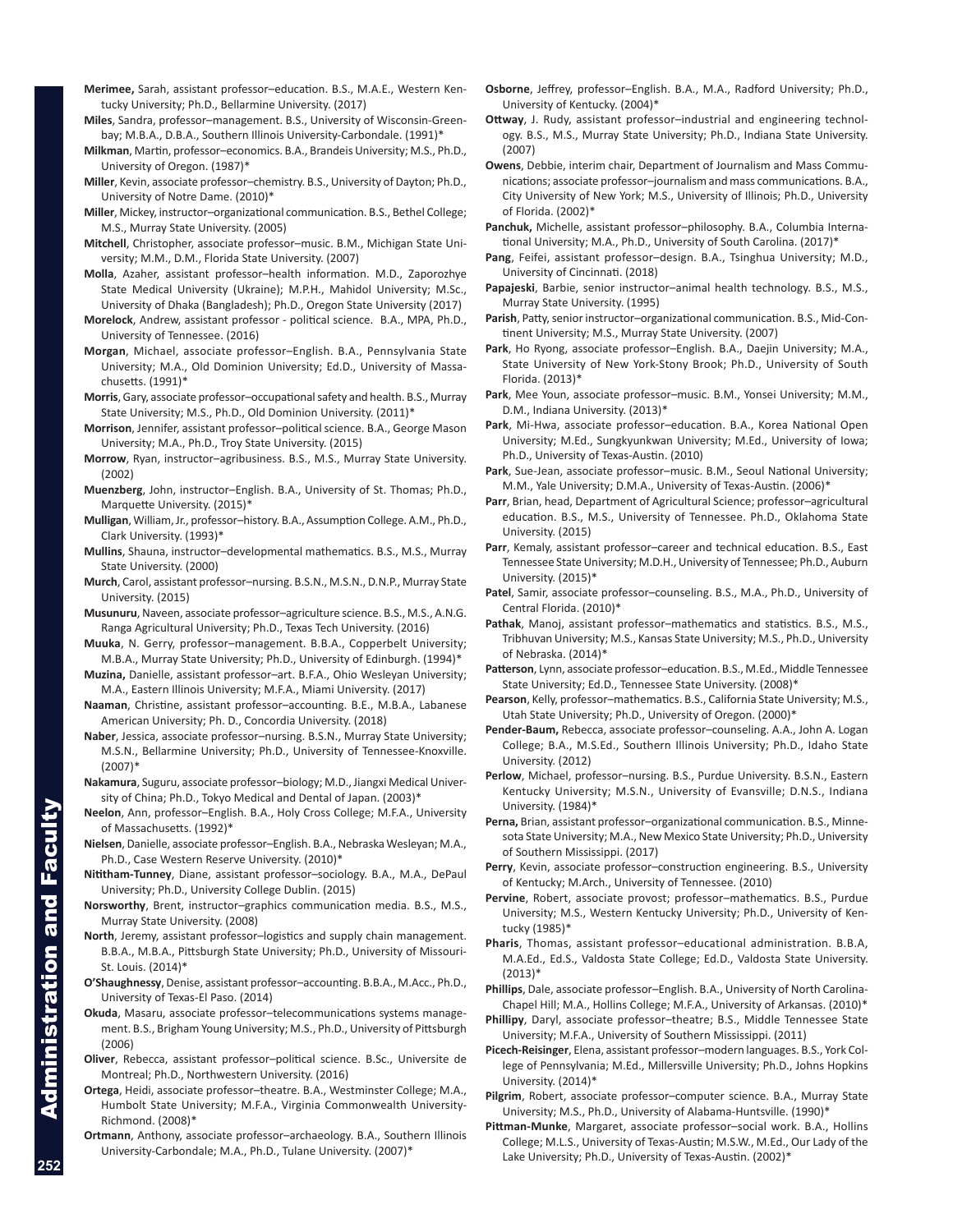**Merimee,** Sarah, assistant professor–education. B.S., M.A.E., Western Kentucky University; Ph.D., Bellarmine University. (2017)

**Miles**, Sandra, professor–management. B.S., University of Wisconsin-Greenbay; M.B.A., D.B.A., Southern Illinois University-Carbondale. (1991)*

**Milkman**, Martin, professor–economics. B.A., Brandeis University; M.S., Ph.D., University of Oregon. (1987)*

**Miller**, Kevin, associate professor–chemistry. B.S., University of Dayton; Ph.D., University of Notre Dame. (2010)*

**Miller**, Mickey, instructor–organizational communication. B.S., Bethel College; M.S., Murray State University. (2005)

**Mitchell**, Christopher, associate professor–music. B.M., Michigan State University; M.M., D.M., Florida State University. (2007)

**Molla**, Azaher, assistant professor–health information. M.D., Zaporozhye State Medical University (Ukraine); M.P.H., Mahidol University; M.Sc., University of Dhaka (Bangladesh); Ph.D., Oregon State University (2017)

**Morelock**, Andrew, assistant professor - political science. B.A., MPA, Ph.D., University of Tennessee. (2016)

**Morgan**, Michael, associate professor–English. B.A., Pennsylvania State University; M.A., Old Dominion University; Ed.D., University of Massachusetts. (1991)*

**Morris**, Gary, associate professor–occupational safety and health. B.S., Murray State University; M.S., Ph.D., Old Dominion University. (2011)*

**Morrison**, Jennifer, assistant professor–political science. B.A., George Mason University; M.A., Ph.D., Troy State University. (2015)

**Morrow**, Ryan, instructor–agribusiness. B.S., M.S., Murray State University. (2002)

**Muenzberg**, John, instructor–English. B.A., University of St. Thomas; Ph.D., Marquette University. (2015)*

**Mulligan**, William, Jr., professor–history. B.A., Assumption College. A.M., Ph.D., Clark University. (1993)*

**Mullins**, Shauna, instructor–developmental mathematics. B.S., M.S., Murray State University. (2000)

**Murch**, Carol, assistant professor–nursing. B.S.N., M.S.N., D.N.P., Murray State University. (2015)

**Musunuru**, Naveen, associate professor–agriculture science. B.S., M.S., A.N.G. Ranga Agricultural University; Ph.D., Texas Tech University. (2016)

**Muuka**, N. Gerry, professor–management. B.B.A., Copperbelt University; M.B.A., Murray State University; Ph.D., University of Edinburgh. (1994)*

**Muzina,** Danielle, assistant professor–art. B.F.A., Ohio Wesleyan University; M.A., Eastern Illinois University; M.F.A., Miami University. (2017)

**Naaman**, Christine, assistant professor–accounting. B.E., M.B.A., Labanese American University; Ph. D., Concordia University. (2018)

**Naber**, Jessica, associate professor–nursing. B.S.N., Murray State University; M.S.N., Bellarmine University; Ph.D., University of Tennessee-Knoxville. (2007)*

**Nakamura**, Suguru, associate professor–biology; M.D., Jiangxi Medical University of China; Ph.D., Tokyo Medical and Dental of Japan. (2003)*

**Neelon**, Ann, professor–English. B.A., Holy Cross College; M.F.A., University of Massachusetts. (1992)*

**Nielsen**, Danielle, associate professor–English. B.A., Nebraska Wesleyan; M.A., Ph.D., Case Western Reserve University. (2010)*

**Nititham-Tunney**, Diane, assistant professor–sociology. B.A., M.A., DePaul University; Ph.D., University College Dublin. (2015)

**Norsworthy**, Brent, instructor–graphics communication media. B.S., M.S., Murray State University. (2008)

**North**, Jeremy, assistant professor–logistics and supply chain management. B.B.A., M.B.A., Pittsburgh State University; Ph.D., University of Missouri-St. Louis. (2014)*

**O'Shaughnessy**, Denise, assistant professor–accounting. B.B.A., M.Acc., Ph.D., University of Texas-El Paso. (2014)

**Okuda**, Masaru, associate professor–telecommunications systems management. B.S., Brigham Young University; M.S., Ph.D., University of Pittsburgh (2006)

**Oliver**, Rebecca, assistant professor–political science. B.Sc., Universite de Montreal; Ph.D., Northwestern University. (2016)

**Ortega**, Heidi, associate professor–theatre. B.A., Westminster College; M.A., Humbolt State University; M.F.A., Virginia Commonwealth University-Richmond. (2008)*

**Ortmann**, Anthony, associate professor–archaeology. B.A., Southern Illinois University-Carbondale; M.A., Ph.D., Tulane University. (2007)*

**Osborne**, Jeffrey, professor–English. B.A., M.A., Radford University; Ph.D., University of Kentucky. (2004)*

**Ottway**, J. Rudy, assistant professor–industrial and engineering technology. B.S., M.S., Murray State University; Ph.D., Indiana State University. (2007)

**Owens**, Debbie, interim chair, Department of Journalism and Mass Communications; associate professor–journalism and mass communications. B.A., City University of New York; M.S., University of Illinois; Ph.D., University of Florida. (2002)*

**Panchuk,** Michelle, assistant professor–philosophy. B.A., Columbia International University; M.A., Ph.D., University of South Carolina. (2017)*

**Pang**, Feifei, assistant professor–design. B.A., Tsinghua University; M.D., University of Cincinnati. (2018)

**Papajeski**, Barbie, senior instructor–animal health technology. B.S., M.S., Murray State University. (1995)

**Parish**, Patty, senior instructor–organizational communication. B.S., Mid-Continent University; M.S., Murray State University. (2007)

**Park**, Ho Ryong, associate professor–English. B.A., Daejin University; M.A., State University of New York-Stony Brook; Ph.D., University of South Florida. (2013)*

**Park**, Mee Youn, associate professor–music. B.M., Yonsei University; M.M., D.M., Indiana University. (2013)*

**Park**, Mi-Hwa, associate professor–education. B.A., Korea National Open University; M.Ed., Sungkyunkwan University; M.Ed., University of Iowa; Ph.D., University of Texas-Austin. (2010)

**Park**, Sue-Jean, associate professor–music. B.M., Seoul National University; M.M., Yale University; D.M.A., University of Texas-Austin. (2006)*

**Parr**, Brian, head, Department of Agricultural Science; professor–agricultural education. B.S., M.S., University of Tennessee. Ph.D., Oklahoma State University. (2015)

**Parr**, Kemaly, assistant professor–career and technical education. B.S., East Tennessee State University; M.D.H., University of Tennessee; Ph.D., Auburn University. (2015)*

**Patel**, Samir, associate professor–counseling. B.S., M.A., Ph.D., University of Central Florida. (2010)*

**Pathak**, Manoj, assistant professor–mathematics and statistics. B.S., M.S., Tribhuvan University; M.S., Kansas State University; M.S., Ph.D., University of Nebraska. (2014)*

**Patterson**, Lynn, associate professor–education. B.S., M.Ed., Middle Tennessee State University; Ed.D., Tennessee State University. (2008)*

**Pearson**, Kelly, professor–mathematics. B.S., California State University; M.S., Utah State University; Ph.D., University of Oregon. (2000)*

**Pender-Baum,** Rebecca, associate professor–counseling. A.A., John A. Logan College; B.A., M.S.Ed., Southern Illinois University; Ph.D., Idaho State University. (2012)

**Perlow**, Michael, professor–nursing. B.S., Purdue University. B.S.N., Eastern Kentucky University; M.S.N., University of Evansville; D.N.S., Indiana University. (1984)*

**Perna,** Brian, assistant professor–organizational communication. B.S., Minnesota State University; M.A., New Mexico State University; Ph.D., University of Southern Mississippi. (2017)

**Perry**, Kevin, associate professor–construction engineering. B.S., University of Kentucky; M.Arch., University of Tennessee. (2010)

**Pervine**, Robert, associate provost; professor–mathematics. B.S., Purdue University; M.S., Western Kentucky University; Ph.D., University of Kentucky (1985)*

**Pharis**, Thomas, assistant professor–educational administration. B.B.A, M.A.Ed., Ed.S., Valdosta State College; Ed.D., Valdosta State University. (2013)*

**Phillips**, Dale, associate professor–English. B.A., University of North Carolina-Chapel Hill; M.A., Hollins College; M.F.A., University of Arkansas. (2010)*

**Phillipy**, Daryl, associate professor–theatre; B.S., Middle Tennessee State University; M.F.A., University of Southern Mississippi. (2011)

**Picech-Reisinger**, Elena, assistant professor–modern languages. B.S., York College of Pennsylvania; M.Ed., Millersville University; Ph.D., Johns Hopkins University. (2014)*

**Pilgrim**, Robert, associate professor–computer science. B.A., Murray State University; M.S., Ph.D., University of Alabama-Huntsville. (1990)*

**Pittman-Munke**, Margaret, associate professor–social work. B.A., Hollins College; M.L.S., University of Texas-Austin; M.S.W., M.Ed., Our Lady of the Lake University; Ph.D., University of Texas-Austin. (2002)*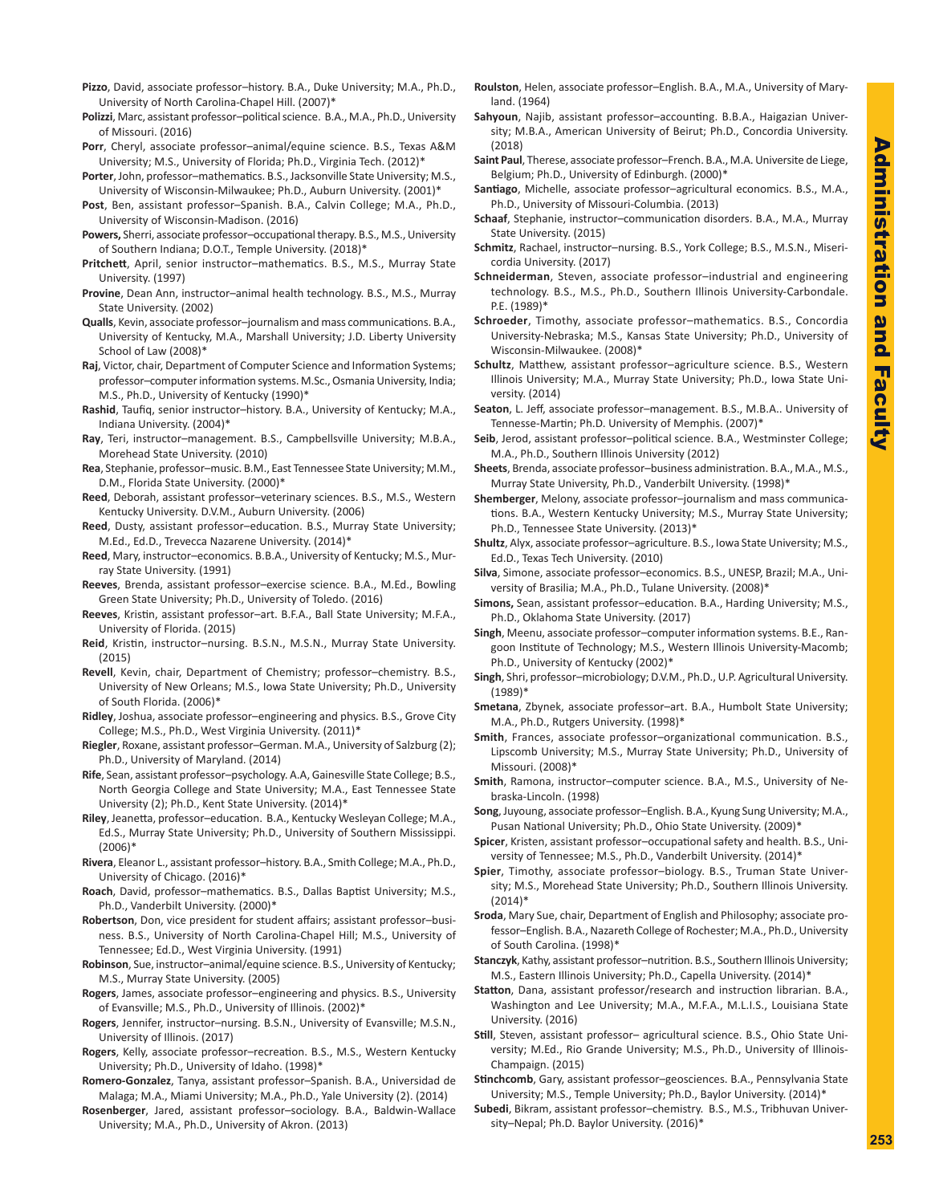**Pizzo**, David, associate professor–history. B.A., Duke University; M.A., Ph.D., University of North Carolina-Chapel Hill. (2007)*

**Polizzi**, Marc, assistant professor–political science. B.A., M.A., Ph.D., University of Missouri. (2016)

**Porr**, Cheryl, associate professor–animal/equine science. B.S., Texas A&M University; M.S., University of Florida; Ph.D., Virginia Tech. (2012)*

**Porter**, John, professor–mathematics. B.S., Jacksonville State University; M.S., University of Wisconsin-Milwaukee; Ph.D., Auburn University. (2001)*

**Post**, Ben, assistant professor–Spanish. B.A., Calvin College; M.A., Ph.D., University of Wisconsin-Madison. (2016)

**Powers,** Sherri, associate professor–occupational therapy. B.S., M.S., University of Southern Indiana; D.O.T., Temple University. (2018)*

**Pritchett**, April, senior instructor–mathematics. B.S., M.S., Murray State University. (1997)

**Provine**, Dean Ann, instructor–animal health technology. B.S., M.S., Murray State University. (2002)

**Qualls**, Kevin, associate professor–journalism and mass communications. B.A., University of Kentucky, M.A., Marshall University; J.D. Liberty University School of Law (2008)*

**Raj**, Victor, chair, Department of Computer Science and Information Systems; professor–computer information systems. M.Sc., Osmania University, India; M.S., Ph.D., University of Kentucky (1990)*

**Rashid**, Taufiq, senior instructor–history. B.A., University of Kentucky; M.A., Indiana University. (2004)*

**Ray**, Teri, instructor–management. B.S., Campbellsville University; M.B.A., Morehead State University. (2010)

**Rea**, Stephanie, professor–music. B.M., East Tennessee State University; M.M., D.M., Florida State University. (2000)*

**Reed**, Deborah, assistant professor–veterinary sciences. B.S., M.S., Western Kentucky University. D.V.M., Auburn University. (2006)

**Reed**, Dusty, assistant professor–education. B.S., Murray State University; M.Ed., Ed.D., Trevecca Nazarene University. (2014)*

**Reed**, Mary, instructor–economics. B.B.A., University of Kentucky; M.S., Murray State University. (1991)

**Reeves**, Brenda, assistant professor–exercise science. B.A., M.Ed., Bowling Green State University; Ph.D., University of Toledo. (2016)

**Reeves**, Kristin, assistant professor–art. B.F.A., Ball State University; M.F.A., University of Florida. (2015)

**Reid**, Kristin, instructor–nursing. B.S.N., M.S.N., Murray State University. (2015)

**Revell**, Kevin, chair, Department of Chemistry; professor–chemistry. B.S., University of New Orleans; M.S., Iowa State University; Ph.D., University of South Florida. (2006)*

**Ridley**, Joshua, associate professor–engineering and physics. B.S., Grove City College; M.S., Ph.D., West Virginia University. (2011)*

**Riegler**, Roxane, assistant professor–German. M.A., University of Salzburg (2); Ph.D., University of Maryland. (2014)

**Rife**, Sean, assistant professor–psychology. A.A, Gainesville State College; B.S., North Georgia College and State University; M.A., East Tennessee State University (2); Ph.D., Kent State University. (2014)*

**Riley**, Jeanetta, professor–education. B.A., Kentucky Wesleyan College; M.A., Ed.S., Murray State University; Ph.D., University of Southern Mississippi. (2006)*

**Rivera**, Eleanor L., assistant professor–history. B.A., Smith College; M.A., Ph.D., University of Chicago. (2016)*

**Roach**, David, professor–mathematics. B.S., Dallas Baptist University; M.S., Ph.D., Vanderbilt University. (2000)*

**Robertson**, Don, vice president for student affairs; assistant professor–business. B.S., University of North Carolina-Chapel Hill; M.S., University of Tennessee; Ed.D., West Virginia University. (1991)

**Robinson**, Sue, instructor–animal/equine science. B.S., University of Kentucky; M.S., Murray State University. (2005)

**Rogers**, James, associate professor–engineering and physics. B.S., University of Evansville; M.S., Ph.D., University of Illinois. (2002)*

**Rogers**, Jennifer, instructor–nursing. B.S.N., University of Evansville; M.S.N., University of Illinois. (2017)

**Rogers**, Kelly, associate professor–recreation. B.S., M.S., Western Kentucky University; Ph.D., University of Idaho. (1998)*

**Romero-Gonzalez**, Tanya, assistant professor–Spanish. B.A., Universidad de Malaga; M.A., Miami University; M.A., Ph.D., Yale University (2). (2014)

**Rosenberger**, Jared, assistant professor–sociology. B.A., Baldwin-Wallace University; M.A., Ph.D., University of Akron. (2013)

**Roulston**, Helen, associate professor–English. B.A., M.A., University of Maryland. (1964)

**Sahyoun**, Najib, assistant professor–accounting. B.B.A., Haigazian University; M.B.A., American University of Beirut; Ph.D., Concordia University. (2018)

**Saint Paul**, Therese, associate professor–French. B.A., M.A. Universite de Liege, Belgium; Ph.D., University of Edinburgh. (2000)*

**Santiago**, Michelle, associate professor–agricultural economics. B.S., M.A., Ph.D., University of Missouri-Columbia. (2013)

**Schaaf**, Stephanie, instructor–communication disorders. B.A., M.A., Murray State University. (2015)

**Schmitz**, Rachael, instructor–nursing. B.S., York College; B.S., M.S.N., Misericordia University. (2017)

**Schneiderman**, Steven, associate professor–industrial and engineering technology. B.S., M.S., Ph.D., Southern Illinois University-Carbondale. P.E. (1989)*

**Schroeder**, Timothy, associate professor–mathematics. B.S., Concordia University-Nebraska; M.S., Kansas State University; Ph.D., University of Wisconsin-Milwaukee. (2008)*

**Schultz**, Matthew, assistant professor–agriculture science. B.S., Western Illinois University; M.A., Murray State University; Ph.D., Iowa State University. (2014)

**Seaton**, L. Jeff, associate professor–management. B.S., M.B.A.. University of Tennessee-Martin; Ph.D. University of Memphis. (2007)*

**Seib**, Jerod, assistant professor–political science. B.A., Westminster College; M.A., Ph.D., Southern Illinois University (2012)

**Sheets**, Brenda, associate professor–business administration. B.A., M.A., M.S., Murray State University, Ph.D., Vanderbilt University. (1998)*

**Shemberger**, Melony, associate professor–journalism and mass communications. B.A., Western Kentucky University; M.S., Murray State University; Ph.D., Tennessee State University. (2013)*

**Shultz**, Alyx, associate professor–agriculture. B.S., Iowa State University; M.S., Ed.D., Texas Tech University. (2010)

**Silva**, Simone, associate professor–economics. B.S., UNESP, Brazil; M.A., University of Brasilia; M.A., Ph.D., Tulane University. (2008)*

**Simons,** Sean, assistant professor–education. B.A., Harding University; M.S., Ph.D., Oklahoma State University. (2017)

**Singh**, Meenu, associate professor–computer information systems. B.E., Rangoon Institute of Technology; M.S., Western Illinois University-Macomb; Ph.D., University of Kentucky (2002)*

**Singh**, Shri, professor–microbiology; D.V.M., Ph.D., U.P. Agricultural University. (1989)*

**Smetana**, Zbynek, associate professor–art. B.A., Humbolt State University; M.A., Ph.D., Rutgers University. (1998)*

**Smith**, Frances, associate professor–organizational communication. B.S., Lipscomb University; M.S., Murray State University; Ph.D., University of Missouri. (2008)*

**Smith**, Ramona, instructor–computer science. B.A., M.S., University of Nebraska-Lincoln. (1998)

**Song**, Juyoung, associate professor–English. B.A., Kyung Sung University; M.A., Pusan National University; Ph.D., Ohio State University. (2009)*

**Spicer**, Kristen, assistant professor–occupational safety and health. B.S., University of Tennessee; M.S., Ph.D., Vanderbilt University. (2014)*

**Spier**, Timothy, associate professor–biology. B.S., Truman State University; M.S., Morehead State University; Ph.D., Southern Illinois University. (2014)*

**Sroda**, Mary Sue, chair, Department of English and Philosophy; associate professor–English. B.A., Nazareth College of Rochester; M.A., Ph.D., University of South Carolina. (1998)*

**Stanczyk**, Kathy, assistant professor–nutrition. B.S., Southern Illinois University; M.S., Eastern Illinois University; Ph.D., Capella University. (2014)*

**Statton**, Dana, assistant professor/research and instruction librarian. B.A., Washington and Lee University; M.A., M.F.A., M.L.I.S., Louisiana State University. (2016)

**Still**, Steven, assistant professor– agricultural science. B.S., Ohio State University; M.Ed., Rio Grande University; M.S., Ph.D., University of Illinois-Champaign. (2015)

**Stinchcomb**, Gary, assistant professor–geosciences. B.A., Pennsylvania State University; M.S., Temple University; Ph.D., Baylor University. (2014)*

**Subedi**, Bikram, assistant professor–chemistry. B.S., M.S., Tribhuvan University–Nepal; Ph.D. Baylor University. (2016)*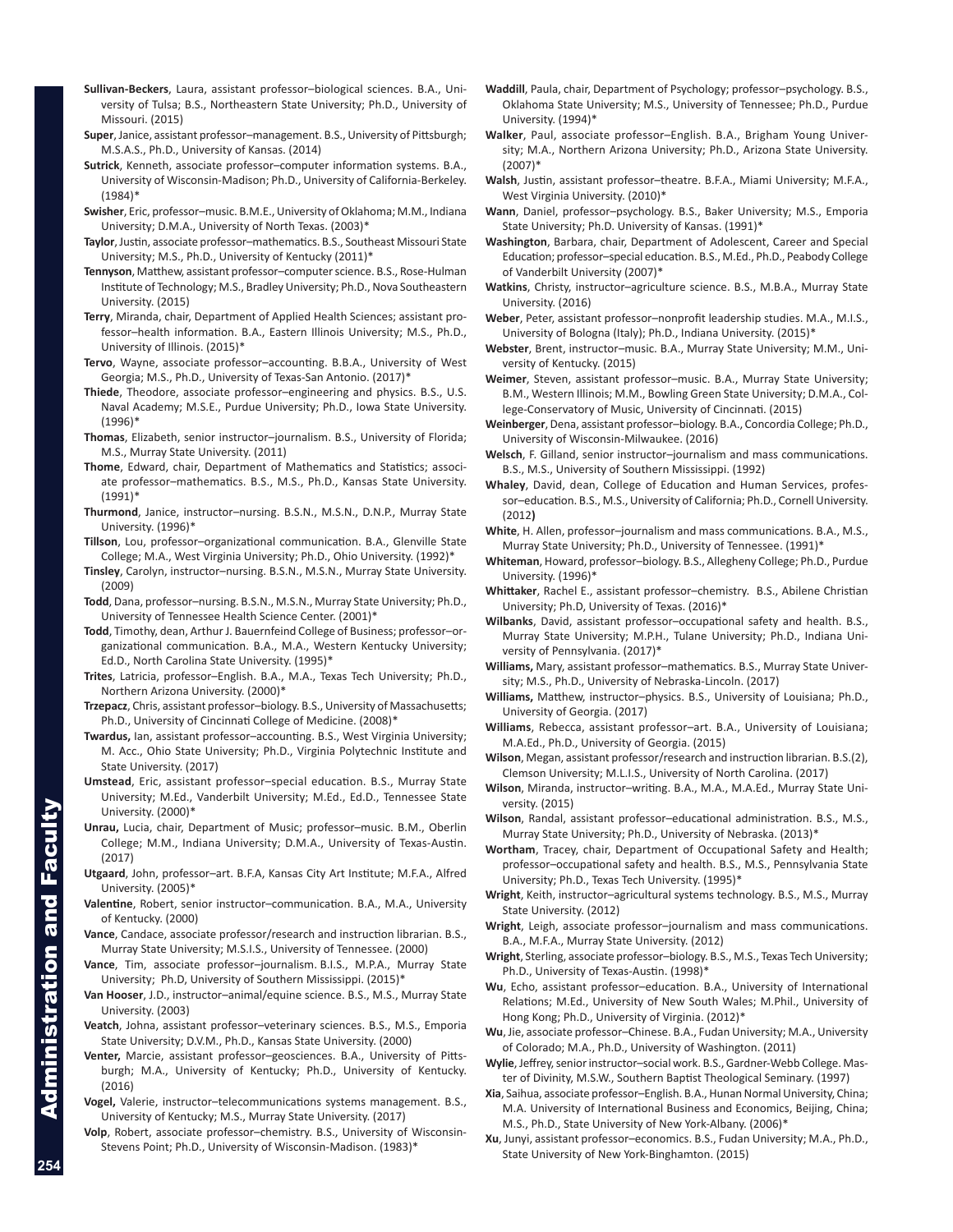**Sullivan-Beckers**, Laura, assistant professor–biological sciences. B.A., University of Tulsa; B.S., Northeastern State University; Ph.D., University of Missouri. (2015)

**Super**, Janice, assistant professor–management. B.S., University of Pittsburgh; M.S.A.S., Ph.D., University of Kansas. (2014)

**Sutrick**, Kenneth, associate professor–computer information systems. B.A., University of Wisconsin-Madison; Ph.D., University of California-Berkeley. (1984)*

**Swisher**, Eric, professor–music. B.M.E., University of Oklahoma; M.M., Indiana University; D.M.A., University of North Texas. (2003)*

**Taylor**, Justin, associate professor–mathematics. B.S., Southeast Missouri State University; M.S., Ph.D., University of Kentucky (2011)*

**Tennyson**, Matthew, assistant professor–computer science. B.S., Rose-Hulman Institute of Technology; M.S., Bradley University; Ph.D., Nova Southeastern University. (2015)

**Terry**, Miranda, chair, Department of Applied Health Sciences; assistant professor–health information. B.A., Eastern Illinois University; M.S., Ph.D., University of Illinois. (2015)*

**Tervo**, Wayne, associate professor–accounting. B.B.A., University of West Georgia; M.S., Ph.D., University of Texas-San Antonio. (2017)*

**Thiede**, Theodore, associate professor–engineering and physics. B.S., U.S. Naval Academy; M.S.E., Purdue University; Ph.D., Iowa State University. (1996)*

**Thomas**, Elizabeth, senior instructor–journalism. B.S., University of Florida; M.S., Murray State University. (2011)

**Thome**, Edward, chair, Department of Mathematics and Statistics; associate professor–mathematics. B.S., M.S., Ph.D., Kansas State University. (1991)*

**Thurmond**, Janice, instructor–nursing. B.S.N., M.S.N., D.N.P., Murray State University. (1996)*

**Tillson**, Lou, professor–organizational communication. B.A., Glenville State College; M.A., West Virginia University; Ph.D., Ohio University. (1992)*

**Tinsley**, Carolyn, instructor–nursing. B.S.N., M.S.N., Murray State University. (2009)

**Todd**, Dana, professor–nursing. B.S.N., M.S.N., Murray State University; Ph.D., University of Tennessee Health Science Center. (2001)*

**Todd**, Timothy, dean, Arthur J. Bauernfeind College of Business; professor–organizational communication. B.A., M.A., Western Kentucky University; Ed.D., North Carolina State University. (1995)*

**Trites**, Latricia, professor–English. B.A., M.A., Texas Tech University; Ph.D., Northern Arizona University. (2000)*

**Trzepacz**, Chris, assistant professor–biology. B.S., University of Massachusetts; Ph.D., University of Cincinnati College of Medicine. (2008)*

**Twardus,** Ian, assistant professor–accounting. B.S., West Virginia University; M. Acc., Ohio State University; Ph.D., Virginia Polytechnic Institute and State University. (2017)

**Umstead**, Eric, assistant professor–special education. B.S., Murray State University; M.Ed., Vanderbilt University; M.Ed., Ed.D., Tennessee State University. (2000)*

**Unrau,** Lucia, chair, Department of Music; professor–music. B.M., Oberlin College; M.M., Indiana University; D.M.A., University of Texas-Austin. (2017)

**Utgaard**, John, professor–art. B.F.A, Kansas City Art Institute; M.F.A., Alfred University. (2005)*

**Valentine**, Robert, senior instructor–communication. B.A., M.A., University of Kentucky. (2000)

**Vance**, Candace, associate professor/research and instruction librarian. B.S., Murray State University; M.S.I.S., University of Tennessee. (2000)

**Vance**, Tim, associate professor–journalism. B.I.S., M.P.A., Murray State University; Ph.D, University of Southern Mississippi. (2015)*

**Van Hooser**, J.D., instructor–animal/equine science. B.S., M.S., Murray State University. (2003)

**Veatch**, Johna, assistant professor–veterinary sciences. B.S., M.S., Emporia State University; D.V.M., Ph.D., Kansas State University. (2000)

**Venter,** Marcie, assistant professor–geosciences. B.A., University of Pittsburgh; M.A., University of Kentucky; Ph.D., University of Kentucky. (2016)

**Vogel,** Valerie, instructor–telecommunications systems management. B.S., University of Kentucky; M.S., Murray State University. (2017)

**Volp**, Robert, associate professor–chemistry. B.S., University of Wisconsin-Stevens Point; Ph.D., University of Wisconsin-Madison. (1983)*

**Waddill**, Paula, chair, Department of Psychology; professor–psychology. B.S., Oklahoma State University; M.S., University of Tennessee; Ph.D., Purdue University. (1994)*

**Walker**, Paul, associate professor–English. B.A., Brigham Young University; M.A., Northern Arizona University; Ph.D., Arizona State University. (2007)*

**Walsh**, Justin, assistant professor–theatre. B.F.A., Miami University; M.F.A., West Virginia University. (2010)*

**Wann**, Daniel, professor–psychology. B.S., Baker University; M.S., Emporia State University; Ph.D. University of Kansas. (1991)*

**Washington**, Barbara, chair, Department of Adolescent, Career and Special Education; professor–special education. B.S., M.Ed., Ph.D., Peabody College of Vanderbilt University (2007)*

**Watkins**, Christy, instructor–agriculture science. B.S., M.B.A., Murray State University. (2016)

**Weber**, Peter, assistant professor–nonprofit leadership studies. M.A., M.I.S., University of Bologna (Italy); Ph.D., Indiana University. (2015)*

**Webster**, Brent, instructor–music. B.A., Murray State University; M.M., University of Kentucky. (2015)

**Weimer**, Steven, assistant professor–music. B.A., Murray State University; B.M., Western Illinois; M.M., Bowling Green State University; D.M.A., College-Conservatory of Music, University of Cincinnati. (2015)

**Weinberger**, Dena, assistant professor–biology. B.A., Concordia College; Ph.D., University of Wisconsin-Milwaukee. (2016)

**Welsch**, F. Gilland, senior instructor–journalism and mass communications. B.S., M.S., University of Southern Mississippi. (1992)

**Whaley**, David, dean, College of Education and Human Services, professor–education. B.S., M.S., University of California; Ph.D., Cornell University. (2012**)**

**White**, H. Allen, professor–journalism and mass communications. B.A., M.S., Murray State University; Ph.D., University of Tennessee. (1991)*

**Whiteman**, Howard, professor–biology. B.S., Allegheny College; Ph.D., Purdue University. (1996)*

**Whittaker**, Rachel E., assistant professor–chemistry. B.S., Abilene Christian University; Ph.D, University of Texas. (2016)*

**Wilbanks**, David, assistant professor–occupational safety and health. B.S., Murray State University; M.P.H., Tulane University; Ph.D., Indiana University of Pennsylvania. (2017)*

**Williams,** Mary, assistant professor–mathematics. B.S., Murray State University; M.S., Ph.D., University of Nebraska-Lincoln. (2017)

**Williams,** Matthew, instructor–physics. B.S., University of Louisiana; Ph.D., University of Georgia. (2017)

**Williams**, Rebecca, assistant professor–art. B.A., University of Louisiana; M.A.Ed., Ph.D., University of Georgia. (2015)

**Wilson**, Megan, assistant professor/research and instruction librarian. B.S.(2), Clemson University; M.L.I.S., University of North Carolina. (2017)

**Wilson**, Miranda, instructor–writing. B.A., M.A., M.A.Ed., Murray State University. (2015)

**Wilson**, Randal, assistant professor–educational administration. B.S., M.S., Murray State University; Ph.D., University of Nebraska. (2013)*

**Wortham**, Tracey, chair, Department of Occupational Safety and Health; professor–occupational safety and health. B.S., M.S., Pennsylvania State University; Ph.D., Texas Tech University. (1995)*

**Wright**, Keith, instructor–agricultural systems technology. B.S., M.S., Murray State University. (2012)

**Wright**, Leigh, associate professor–journalism and mass communications. B.A., M.F.A., Murray State University. (2012)

**Wright**, Sterling, associate professor–biology. B.S., M.S., Texas Tech University; Ph.D., University of Texas-Austin. (1998)*

**Wu**, Echo, assistant professor–education. B.A., University of International Relations; M.Ed., University of New South Wales; M.Phil., University of Hong Kong; Ph.D., University of Virginia. (2012)*

**Wu**, Jie, associate professor–Chinese. B.A., Fudan University; M.A., University of Colorado; M.A., Ph.D., University of Washington. (2011)

**Wylie**, Jeffrey, senior instructor–social work. B.S., Gardner-Webb College. Master of Divinity, M.S.W., Southern Baptist Theological Seminary. (1997)

**Xia**, Saihua, associate professor–English. B.A., Hunan Normal University, China; M.A. University of International Business and Economics, Beijing, China; M.S., Ph.D., State University of New York-Albany. (2006)*

**Xu**, Junyi, assistant professor–economics. B.S., Fudan University; M.A., Ph.D., State University of New York-Binghamton. (2015)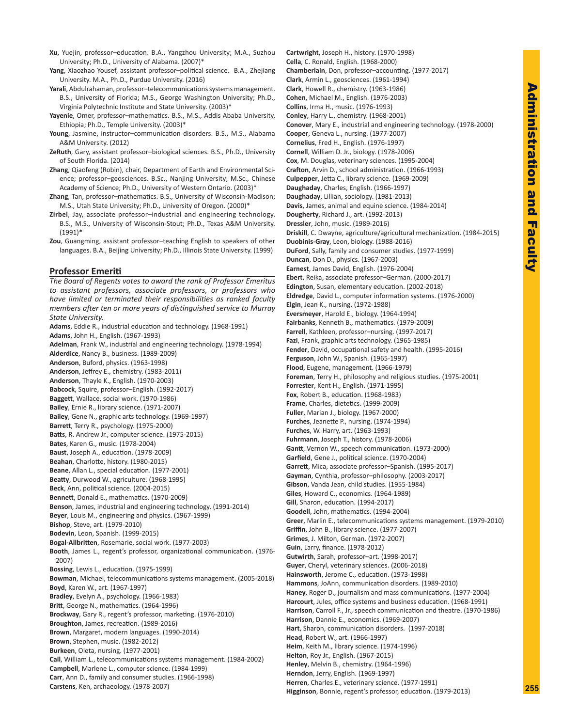**Xu**, Yuejin, professor–education. B.A., Yangzhou University; M.A., Suzhou University; Ph.D., University of Alabama. (2007)*

**Yang**, Xiaozhao Yousef, assistant professor–political science. B.A., Zhejiang University. M.A., Ph.D., Purdue University. (2016)

**Yarali**, Abdulrahaman, professor–telecommunications systems management. B.S., University of Florida; M.S., George Washington University; Ph.D., Virginia Polytechnic Institute and State University. (2003)*

**Yayenie**, Omer, professor–mathematics. B.S., M.S., Addis Ababa University, Ethiopia; Ph.D., Temple University. (2003)*

**Young**, Jasmine, instructor–communication disorders. B.S., M.S., Alabama A&M University. (2012)

**ZeRuth**, Gary, assistant professor–biological sciences. B.S., Ph.D., University of South Florida. (2014)

**Zhang**, Qiaofeng (Robin), chair, Department of Earth and Environmental Science; professor–geosciences. B.Sc., Nanjing University; M.Sc., Chinese Academy of Science; Ph.D., University of Western Ontario. (2003)*

**Zhang**, Tan, professor–mathematics. B.S., University of Wisconsin-Madison; M.S., Utah State University; Ph.D., University of Oregon. (2000)*

**Zirbel**, Jay, associate professor–industrial and engineering technology. B.S., M.S., University of Wisconsin-Stout; Ph.D., Texas A&M University. (1991)*

**Zou**, Guangming, assistant professor–teaching English to speakers of other languages. B.A., Beijing University; Ph.D., Illinois State University. (1999)

## Professor Emeriti

*The Board of Regents votes to award the rank of Professor Emeritus to assistant professors, associate professors, or professors who have limited or terminated their responsibilities as ranked faculty members after ten or more years of distinguished service to Murray State University.*

**Adams**, Eddie R., industrial education and technology. (1968-1991)
**Adams**, John H., English. (1967-1993)
**Adelman**, Frank W., industrial and engineering technology. (1978-1994)
**Alderdice**, Nancy B., business. (1989-2009)
**Anderson**, Buford, physics. (1963-1998)
**Anderson**, Jeffrey E., chemistry. (1983-2011)
**Anderson**, Thayle K., English. (1970-2003)
**Babcock**, Squire, professor–English. (1992-2017)
**Baggett**, Wallace, social work. (1970-1986)
**Bailey**, Ernie R., library science. (1971-2007)
**Bailey**, Gene N., graphic arts technology. (1969-1997)
**Barrett**, Terry R., psychology. (1975-2000)
**Batts**, R. Andrew Jr., computer science. (1975-2015)
**Bates**, Karen G., music. (1978-2004)
**Baust**, Joseph A., education. (1978-2009)
**Beahan**, Charlotte, history. (1980-2015)
**Beane**, Allan L., special education. (1977-2001)
**Beatty**, Durwood W., agriculture. (1968-1995)
**Beck**, Ann, political science. (2004-2015)
**Bennett**, Donald E., mathematics. (1970-2009)
**Benson**, James, industrial and engineering technology. (1991-2014)
**Beyer**, Louis M., engineering and physics. (1967-1999)
**Bishop**, Steve, art. (1979-2010)
**Bodevin**, Leon, Spanish. (1999-2015)
**Bogal-Allbritten**, Rosemarie, social work. (1977-2003)
**Booth**, James L., regent's professor, organizational communication. (1976-2007)
**Bossing**, Lewis L., education. (1975-1999)
**Bowman**, Michael, telecommunications systems management. (2005-2018)
**Boyd**, Karen W., art. (1967-1997)
**Bradley**, Evelyn A., psychology. (1966-1983)
**Britt**, George N., mathematics. (1964-1996)
**Brockway**, Gary R., regent's professor, marketing. (1976-2010)
**Broughton**, James, recreation. (1989-2016)
**Brown**, Margaret, modern languages. (1990-2014)
**Brown**, Stephen, music. (1982-2012)
**Burkeen**, Oleta, nursing. (1977-2001)
**Call**, William L., telecommunications systems management. (1984-2002)
**Campbell**, Marlene L., computer science. (1984-1999)
**Carr**, Ann D., family and consumer studies. (1966-1998)
**Carstens**, Ken, archaeology. (1978-2007)
**Cartwright**, Joseph H., history. (1970-1998)
**Cella**, C. Ronald, English. (1968-2000)
**Chamberlain**, Don, professor–accounting. (1977-2017)
**Clark**, Armin L., geosciences. (1961-1994)
**Clark**, Howell R., chemistry. (1963-1986)
**Cohen**, Michael M., English. (1976-2003)
**Collins**, Irma H., music. (1976-1993)
**Conley**, Harry L., chemistry. (1968-2001)
**Conover**, Mary E., industrial and engineering technology. (1978-2000)
**Cooper**, Geneva L., nursing. (1977-2007)
**Cornelius**, Fred H., English. (1976-1997)
**Cornell**, William D. Jr., biology. (1978-2006)
**Cox**, M. Douglas, veterinary sciences. (1995-2004)
**Crafton**, Arvin D., school administration. (1966-1993)
**Culpepper**, Jetta C., library science. (1969-2009)
**Daughaday**, Charles, English. (1966-1997)
**Daughaday**, Lillian, sociology. (1981-2013)
**Davis**, James, animal and equine science. (1984-2014)
**Dougherty**, Richard J., art. (1992-2013)
**Dressler**, John, music. (1989-2016)
**Driskill**, C. Dwayne, agriculture/agricultural mechanization. (1984-2015)
**Duobinis-Gray**, Leon, biology. (1988-2016)
**DuFord**, Sally, family and consumer studies. (1977-1999)
**Duncan**, Don D., physics. (1967-2003)
**Earnest**, James David, English. (1976-2004)
**Ebert**, Reika, associate professor–German. (2000-2017)
**Edington**, Susan, elementary education. (2002-2018)
**Eldredge**, David L., computer information systems. (1976-2000)
**Elgin**, Jean K., nursing. (1972-1988)
**Eversmeyer**, Harold E., biology. (1964-1994)
**Fairbanks**, Kenneth B., mathematics. (1979-2009)
**Farrell**, Kathleen, professor–nursing. (1997-2017)
**Fazi**, Frank, graphic arts technology. (1965-1985)
**Fender**, David, occupational safety and health. (1995-2016)
**Ferguson**, John W., Spanish. (1965-1997)
**Flood**, Eugene, management. (1966-1979)
**Foreman**, Terry H., philosophy and religious studies. (1975-2001)
**Forrester**, Kent H., English. (1971-1995)
**Fox**, Robert B., education. (1968-1983)
**Frame**, Charles, dietetics. (1999-2009)
**Fuller**, Marian J., biology. (1967-2000)
**Furches**, Jeanette P., nursing. (1974-1994)
**Furches**, W. Harry, art. (1963-1993)
**Fuhrmann**, Joseph T., history. (1978-2006)
**Gantt**, Vernon W., speech communication. (1973-2000)
**Garfield**, Gene J., political science. (1970-2004)
**Garrett**, Mica, associate professor–Spanish. (1995-2017)
**Gayman**, Cynthia, professor–philosophy. (2003-2017)
**Gibson**, Vanda Jean, child studies. (1955-1984)
**Giles**, Howard C., economics. (1964-1989)
**Gill**, Sharon, education. (1994-2017)
**Goodell**, John, mathematics. (1994-2004)
**Greer**, Marlin E., telecommunications systems management. (1979-2010)
**Griffin**, John B., library science. (1977-2007)
**Grimes**, J. Milton, German. (1972-2007)
**Guin**, Larry, finance. (1978-2012)
**Gutwirth**, Sarah, professor–art. (1998-2017)
**Guyer**, Cheryl, veterinary sciences. (2006-2018)
**Hainsworth**, Jerome C., education. (1973-1998)
**Hammons**, JoAnn, communication disorders. (1989-2010)
**Haney**, Roger D., journalism and mass communications. (1977-2004)
**Harcourt**, Jules, office systems and business education. (1968-1991)
**Harrison**, Carroll F., Jr., speech communication and theatre. (1970-1986)
**Harrison**, Dannie E., economics. (1969-2007)
**Hart**, Sharon, communication disorders. (1997-2018)
**Head**, Robert W., art. (1966-1997)
**Heim**, Keith M., library science. (1974-1996)
**Helton**, Roy Jr., English. (1967-2015)
**Henley**, Melvin B., chemistry. (1964-1996)
**Herndon**, Jerry, English. (1969-1997)
**Herren**, Charles E., veterinary science. (1977-1991)
**Higginson**, Bonnie, regent's professor, education. (1979-2013)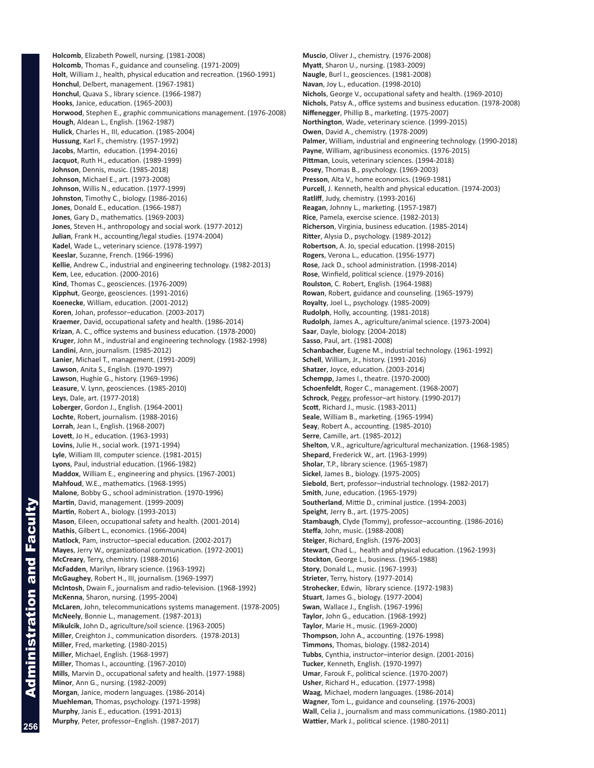**Holcomb**, Elizabeth Powell, nursing. (1981-2008)
**Holcomb**, Thomas F., guidance and counseling. (1971-2009)
**Holt**, William J., health, physical education and recreation. (1960-1991)
**Honchul**, Delbert, management. (1967-1981)
**Honchul**, Quava S., library science. (1966-1987)
**Hooks**, Janice, education. (1965-2003)
**Horwood**, Stephen E., graphic communications management. (1976-2008)
**Hough**, Aldean L., English. (1962-1987)
**Hulick**, Charles H., III, education. (1985-2004)
**Hussung**, Karl F., chemistry. (1957-1992)
**Jacobs**, Martin, education. (1994-2016)
**Jacquot**, Ruth H., education. (1989-1999)
**Johnson**, Dennis, music. (1985-2018)
**Johnson**, Michael E., art. (1973-2008)
**Johnson**, Willis N., education. (1977-1999)
**Johnston**, Timothy C., biology. (1986-2016)
**Jones**, Donald E., education. (1966-1987)
**Jones**, Gary D., mathematics. (1969-2003)
**Jones**, Steven H., anthropology and social work. (1977-2012)
**Julian**, Frank H., accounting/legal studies. (1974-2004)
**Kadel**, Wade L., veterinary science. (1978-1997)
**Keeslar**, Suzanne, French. (1966-1996)
**Kellie**, Andrew C., industrial and engineering technology. (1982-2013)
**Kem**, Lee, education. (2000-2016)
**Kind**, Thomas C., geosciences. (1976-2009)
**Kipphut**, George, geosciences. (1991-2016)
**Koenecke**, William, education. (2001-2012)
**Koren**, Johan, professor–education. (2003-2017)
**Kraemer**, David, occupational safety and health. (1986-2014)
**Krizan**, A. C., office systems and business education. (1978-2000)
**Kruger**, John M., industrial and engineering technology. (1982-1998)
**Landini**, Ann, journalism. (1985-2012)
**Lanier**, Michael T., management. (1991-2009)
**Lawson**, Anita S., English. (1970-1997)
**Lawson**, Hughie G., history. (1969-1996)
**Leasure**, V. Lynn, geosciences. (1985-2010)
**Leys**, Dale, art. (1977-2018)
**Loberger**, Gordon J., English. (1964-2001)
**Lochte**, Robert, journalism. (1988-2016)
**Lorrah**, Jean I., English. (1968-2007)
**Lovett**, Jo H., education. (1963-1993)
**Lovins**, Julie H., social work. (1971-1994)
**Lyle**, William III, computer science. (1981-2015)
**Lyons**, Paul, industrial education. (1966-1982)
**Maddox**, William E., engineering and physics. (1967-2001)
**Mahfoud**, W.E., mathematics. (1968-1995)
**Malone**, Bobby G., school administration. (1970-1996)
**Martin**, David, management. (1999-2009)
**Martin**, Robert A., biology. (1993-2013)
**Mason**, Eileen, occupational safety and health. (2001-2014)
**Mathis**, Gilbert L., economics. (1966-2004)
**Matlock**, Pam, instructor–special education. (2002-2017)
**Mayes**, Jerry W., organizational communication. (1972-2001)
**McCreary**, Terry, chemistry. (1988-2016)
**McFadden**, Marilyn, library science. (1963-1992)
**McGaughey**, Robert H., III, journalism. (1969-1997)
**McIntosh**, Dwain F., journalism and radio-television. (1968-1992)
**McKenna**, Sharon, nursing. (1995-2004)
**McLaren**, John, telecommunications systems management. (1978-2005)
**McNeely**, Bonnie L., management. (1987-2013)
**Mikulcik**, John D., agriculture/soil science. (1963-2005)
**Miller**, Creighton J., communication disorders. (1978-2013)
**Miller**, Fred, marketing. (1980-2015)
**Miller**, Michael, English. (1968-1997)
**Miller**, Thomas I., accounting. (1967-2010)
**Mills**, Marvin D., occupational safety and health. (1977-1988)
**Minor**, Ann G., nursing. (1982-2009)
**Morgan**, Janice, modern languages. (1986-2014)
**Muehleman**, Thomas, psychology. (1971-1998)
**Murphy**, Janis E., education. (1991-2013)
**Murphy**, Peter, professor–English. (1987-2017)
**Muscio**, Oliver J., chemistry. (1976-2008)
**Myatt**, Sharon U., nursing. (1983-2009)
**Naugle**, Burl I., geosciences. (1981-2008)
**Navan**, Joy L., education. (1998-2010)
**Nichols**, George V., occupational safety and health. (1969-2010)
**Nichols**, Patsy A., office systems and business education. (1978-2008)
**Niffenegger**, Phillip B., marketing. (1975-2007)
**Northington**, Wade, veterinary science. (1999-2015)
**Owen**, David A., chemistry. (1978-2009)
**Palmer**, William, industrial and engineering technology. (1990-2018)
**Payne**, William, agribusiness economics. (1976-2015)
**Pittman**, Louis, veterinary sciences. (1994-2018)
**Posey**, Thomas B., psychology. (1969-2003)
**Presson**, Alta V., home economics. (1969-1981)
**Purcell**, J. Kenneth, health and physical education. (1974-2003)
**Ratliff**, Judy, chemistry. (1993-2016)
**Reagan**, Johnny L., marketing. (1957-1987)
**Rice**, Pamela, exercise science. (1982-2013)
**Richerson**, Virginia, business education. (1985-2014)
**Ritter**, Alysia D., psychology. (1989-2012)
**Robertson**, A. Jo, special education. (1998-2015)
**Rogers**, Verona L., education. (1956-1977)
**Rose**, Jack D., school administration. (1998-2014)
**Rose**, Winfield, political science. (1979-2016)
**Roulston**, C. Robert, English. (1964-1988)
**Rowan**, Robert, guidance and counseling. (1965-1979)
**Royalty**, Joel L., psychology. (1985-2009)
**Rudolph**, Holly, accounting. (1981-2018)
**Rudolph**, James A., agriculture/animal science. (1973-2004)
**Saar**, Dayle, biology. (2004-2018)
**Sasso**, Paul, art. (1981-2008)
**Schanbacher**, Eugene M., industrial technology. (1961-1992)
**Schell**, William, Jr., history. (1991-2016)
**Shatzer**, Joyce, education. (2003-2014)
**Schempp**, James I., theatre. (1970-2000)
**Schoenfeldt**, Roger C., management. (1968-2007)
**Schrock**, Peggy, professor–art history. (1990-2017)
**Scott**, Richard J., music. (1983-2011)
**Seale**, William B., marketing. (1965-1994)
**Seay**, Robert A., accounting. (1985-2010)
**Serre**, Camille, art. (1985-2012)
**Shelton**, V.R., agriculture/agricultural mechanization. (1968-1985)
**Shepard**, Frederick W., art. (1963-1999)
**Sholar**, T.P., library science. (1965-1987)
**Sickel**, James B., biology. (1975-2005)
**Siebold**, Bert, professor–industrial technology. (1982-2017)
**Smith**, June, education. (1965-1979)
**Southerland**, Mittie D., criminal justice. (1994-2003)
**Speight**, Jerry B., art. (1975-2005)
**Stambaugh**, Clyde (Tommy), professor–accounting. (1986-2016)
**Steffa**, John, music. (1988-2008)
**Steiger**, Richard, English. (1976-2003)
**Stewart**, Chad L., health and physical education. (1962-1993)
**Stockton**, George L., business. (1965-1988)
**Story**, Donald L., music. (1967-1993)
**Strieter**, Terry, history. (1977-2014)
**Strohecker**, Edwin, library science. (1972-1983)
**Stuart**, James G., biology. (1977-2004)
**Swan**, Wallace J., English. (1967-1996)
**Taylor**, John G., education. (1968-1992)
**Taylor**, Marie H., music. (1969-2000)
**Thompson**, John A., accounting. (1976-1998)
**Timmons**, Thomas, biology. (1982-2014)
**Tubbs**, Cynthia, instructor–interior design. (2001-2016)
**Tucker**, Kenneth, English. (1970-1997)
**Umar**, Farouk F., political science. (1970-2007)
**Usher**, Richard H., education. (1977-1998)
**Waag**, Michael, modern languages. (1986-2014)
**Wagner**, Tom L., guidance and counseling. (1976-2003)
**Wall**, Celia J., journalism and mass communications. (1980-2011)
**Wattier**, Mark J., political science. (1980-2011)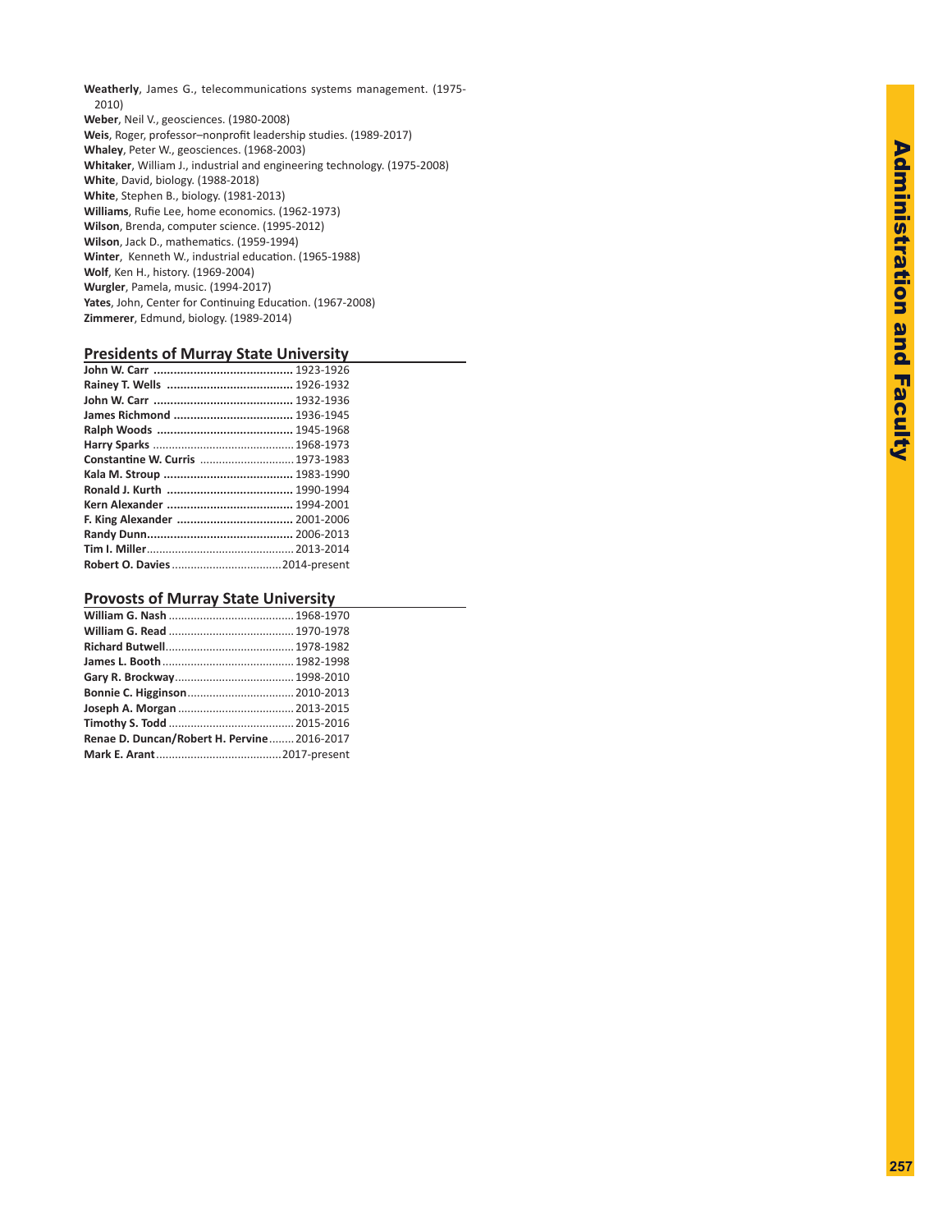**Weatherly**, James G., telecommunications systems management. (1975-2010)
**Weber**, Neil V., geosciences. (1980-2008)
**Weis**, Roger, professor–nonprofit leadership studies. (1989-2017)
**Whaley**, Peter W., geosciences. (1968-2003)
**Whitaker**, William J., industrial and engineering technology. (1975-2008)
**White**, David, biology. (1988-2018)
**White**, Stephen B., biology. (1981-2013)
**Williams**, Rufie Lee, home economics. (1962-1973)
**Wilson**, Brenda, computer science. (1995-2012)
**Wilson**, Jack D., mathematics. (1959-1994)
**Winter**, Kenneth W., industrial education. (1965-1988)
**Wolf**, Ken H., history. (1969-2004)
**Wurgler**, Pamela, music. (1994-2017)
**Yates**, John, Center for Continuing Education. (1967-2008)
**Zimmerer**, Edmund, biology. (1989-2014)

## Presidents of Murray State University

**John W. Carr** .......................................... 1923-1926
**Rainey T. Wells** ...................................... 1926-1932
**John W. Carr** .......................................... 1932-1936
**James Richmond** .................................... 1936-1945
**Ralph Woods** .......................................... 1945-1968
**Harry Sparks** ............................................. 1968-1973
**Constantine W. Curris** .............................. 1973-1983
**Kala M. Stroup** ....................................... 1983-1990
**Ronald J. Kurth** ...................................... 1990-1994
**Kern Alexander** ...................................... 1994-2001
**F. King Alexander** ................................... 2001-2006
**Randy Dunn**............................................ 2006-2013
**Tim I. Miller**............................................... 2013-2014
**Robert O. Davies** ...................................2014-present

## Provosts of Murray State University

**William G. Nash** ........................................ 1968-1970
**William G. Read** ........................................ 1970-1978
**Richard Butwell**......................................... 1978-1982
**James L. Booth** .......................................... 1982-1998
**Gary R. Brockway**...................................... 1998-2010
**Bonnie C. Higginson**.................................. 2010-2013
**Joseph A. Morgan** ..................................... 2013-2015
**Timothy S. Todd** ........................................ 2015-2016
**Renae D. Duncan/Robert H. Pervine**........ 2016-2017
**Mark E. Arant**........................................2017-present